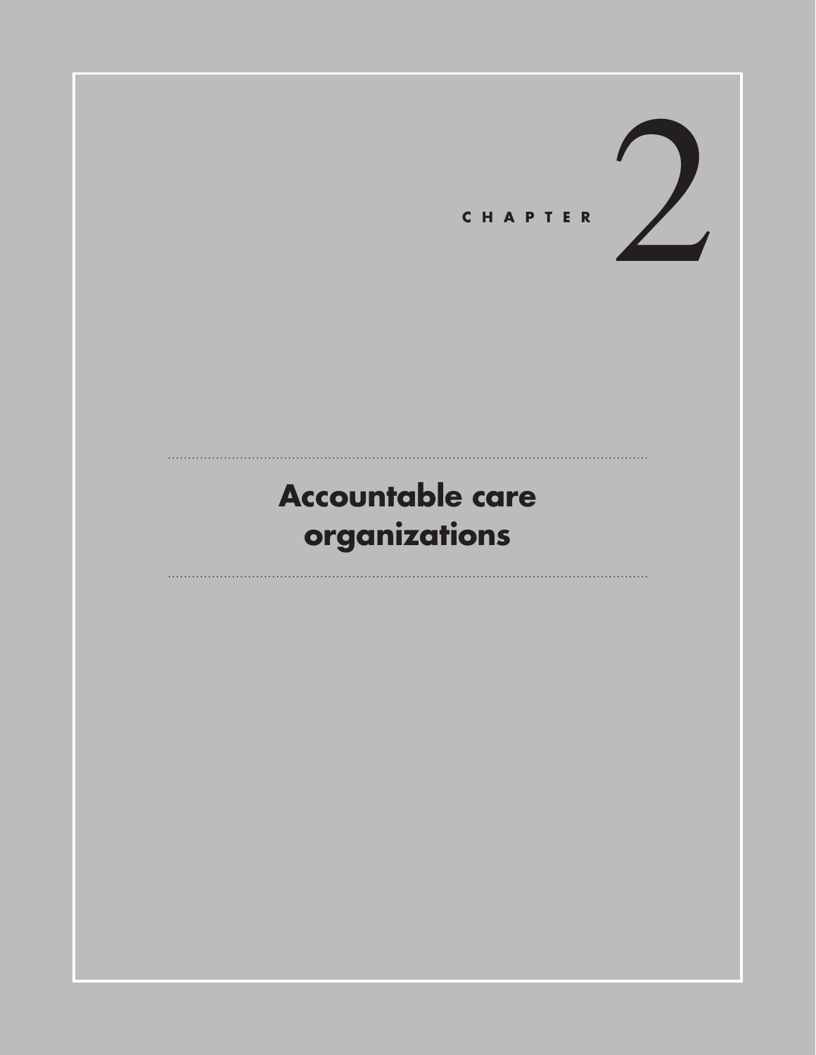CHAPTER 2

# Accountable care organizations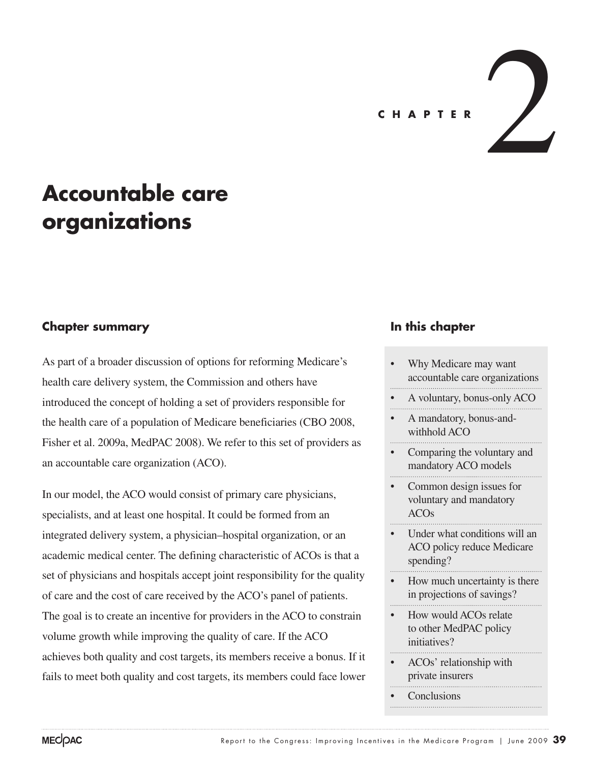# C H A P T E R 2

# Accountable care organizations

## Chapter summary

As part of a broader discussion of options for reforming Medicare's health care delivery system, the Commission and others have introduced the concept of holding a set of providers responsible for the health care of a population of Medicare beneficiaries (CBO 2008, Fisher et al. 2009a, MedPAC 2008). We refer to this set of providers as an accountable care organization (ACO).

In our model, the ACO would consist of primary care physicians, specialists, and at least one hospital. It could be formed from an integrated delivery system, a physician–hospital organization, or an academic medical center. The defining characteristic of ACOs is that a set of physicians and hospitals accept joint responsibility for the quality of care and the cost of care received by the ACO's panel of patients. The goal is to create an incentive for providers in the ACO to constrain volume growth while improving the quality of care. If the ACO achieves both quality and cost targets, its members receive a bonus. If it fails to meet both quality and cost targets, its members could face lower

## In this chapter

- Why Medicare may want accountable care organizations
- A voluntary, bonus-only ACO
- A mandatory, bonus-and-withhold ACO
- Comparing the voluntary and mandatory ACO models
- Common design issues for voluntary and mandatory ACOs
- Under what conditions will an ACO policy reduce Medicare spending?
- How much uncertainty is there in projections of savings?
- How would ACOs relate to other MedPAC policy initiatives?
- ACOs' relationship with private insurers
- Conclusions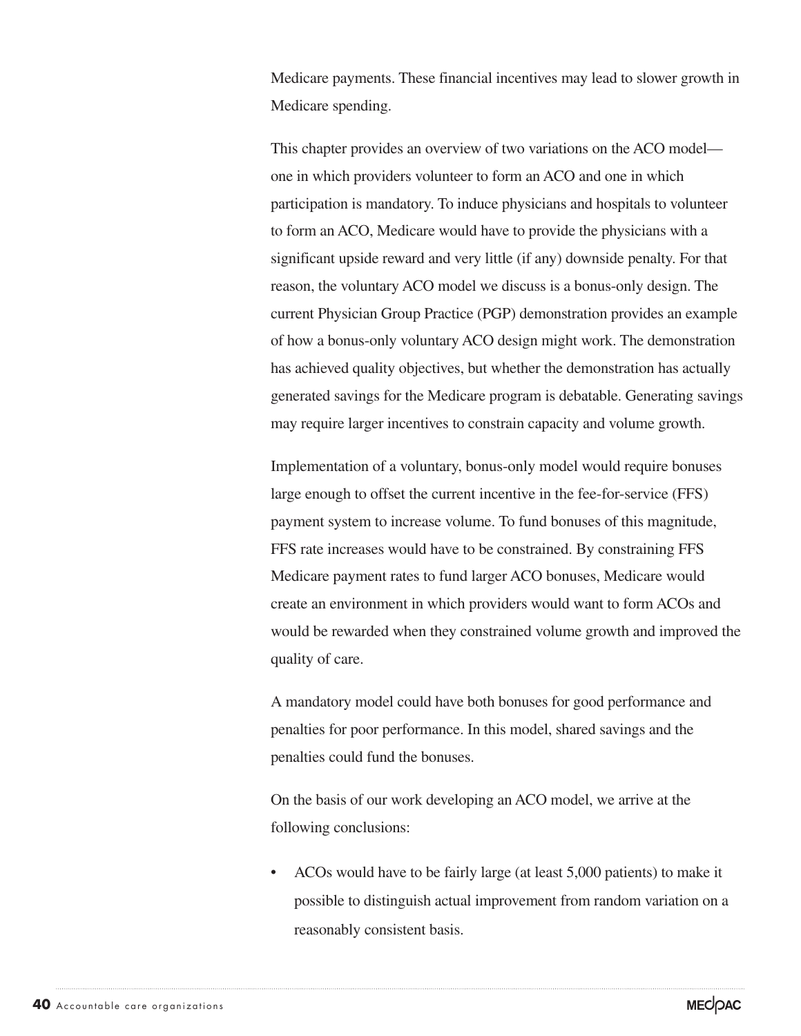Medicare payments. These financial incentives may lead to slower growth in Medicare spending.

This chapter provides an overview of two variations on the ACO model—one in which providers volunteer to form an ACO and one in which participation is mandatory. To induce physicians and hospitals to volunteer to form an ACO, Medicare would have to provide the physicians with a significant upside reward and very little (if any) downside penalty. For that reason, the voluntary ACO model we discuss is a bonus-only design. The current Physician Group Practice (PGP) demonstration provides an example of how a bonus-only voluntary ACO design might work. The demonstration has achieved quality objectives, but whether the demonstration has actually generated savings for the Medicare program is debatable. Generating savings may require larger incentives to constrain capacity and volume growth.

Implementation of a voluntary, bonus-only model would require bonuses large enough to offset the current incentive in the fee-for-service (FFS) payment system to increase volume. To fund bonuses of this magnitude, FFS rate increases would have to be constrained. By constraining FFS Medicare payment rates to fund larger ACO bonuses, Medicare would create an environment in which providers would want to form ACOs and would be rewarded when they constrained volume growth and improved the quality of care.

A mandatory model could have both bonuses for good performance and penalties for poor performance. In this model, shared savings and the penalties could fund the bonuses.

On the basis of our work developing an ACO model, we arrive at the following conclusions:

- ACOs would have to be fairly large (at least 5,000 patients) to make it possible to distinguish actual improvement from random variation on a reasonably consistent basis.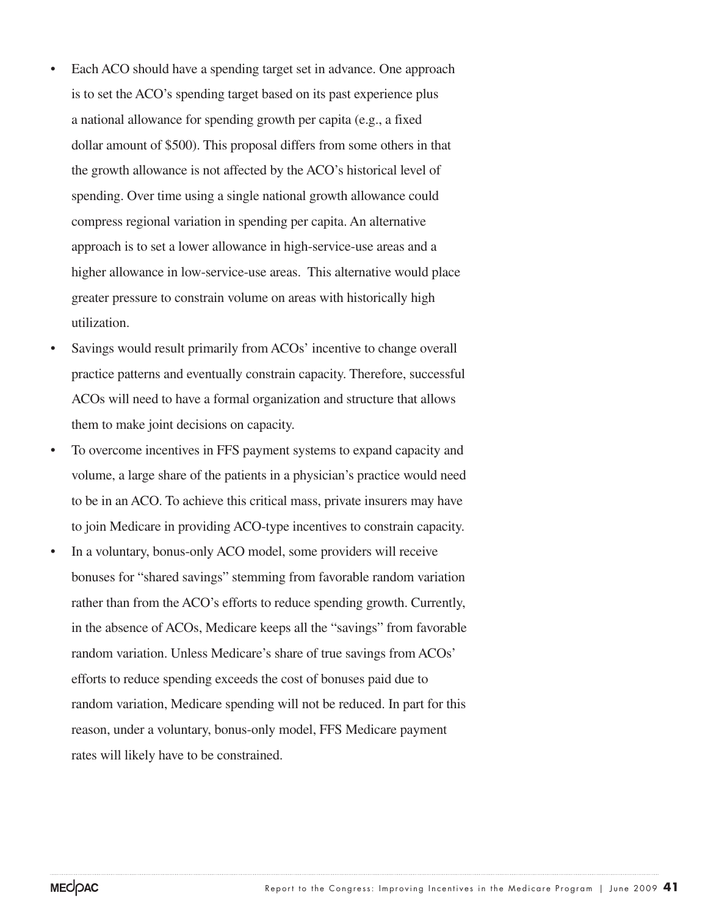- Each ACO should have a spending target set in advance. One approach is to set the ACO's spending target based on its past experience plus a national allowance for spending growth per capita (e.g., a fixed dollar amount of $500). This proposal differs from some others in that the growth allowance is not affected by the ACO's historical level of spending. Over time using a single national growth allowance could compress regional variation in spending per capita. An alternative approach is to set a lower allowance in high-service-use areas and a higher allowance in low-service-use areas. This alternative would place greater pressure to constrain volume on areas with historically high utilization.
- Savings would result primarily from ACOs' incentive to change overall practice patterns and eventually constrain capacity. Therefore, successful ACOs will need to have a formal organization and structure that allows them to make joint decisions on capacity.
- To overcome incentives in FFS payment systems to expand capacity and volume, a large share of the patients in a physician's practice would need to be in an ACO. To achieve this critical mass, private insurers may have to join Medicare in providing ACO-type incentives to constrain capacity.
- In a voluntary, bonus-only ACO model, some providers will receive bonuses for "shared savings" stemming from favorable random variation rather than from the ACO's efforts to reduce spending growth. Currently, in the absence of ACOs, Medicare keeps all the "savings" from favorable random variation. Unless Medicare's share of true savings from ACOs' efforts to reduce spending exceeds the cost of bonuses paid due to random variation, Medicare spending will not be reduced. In part for this reason, under a voluntary, bonus-only model, FFS Medicare payment rates will likely have to be constrained.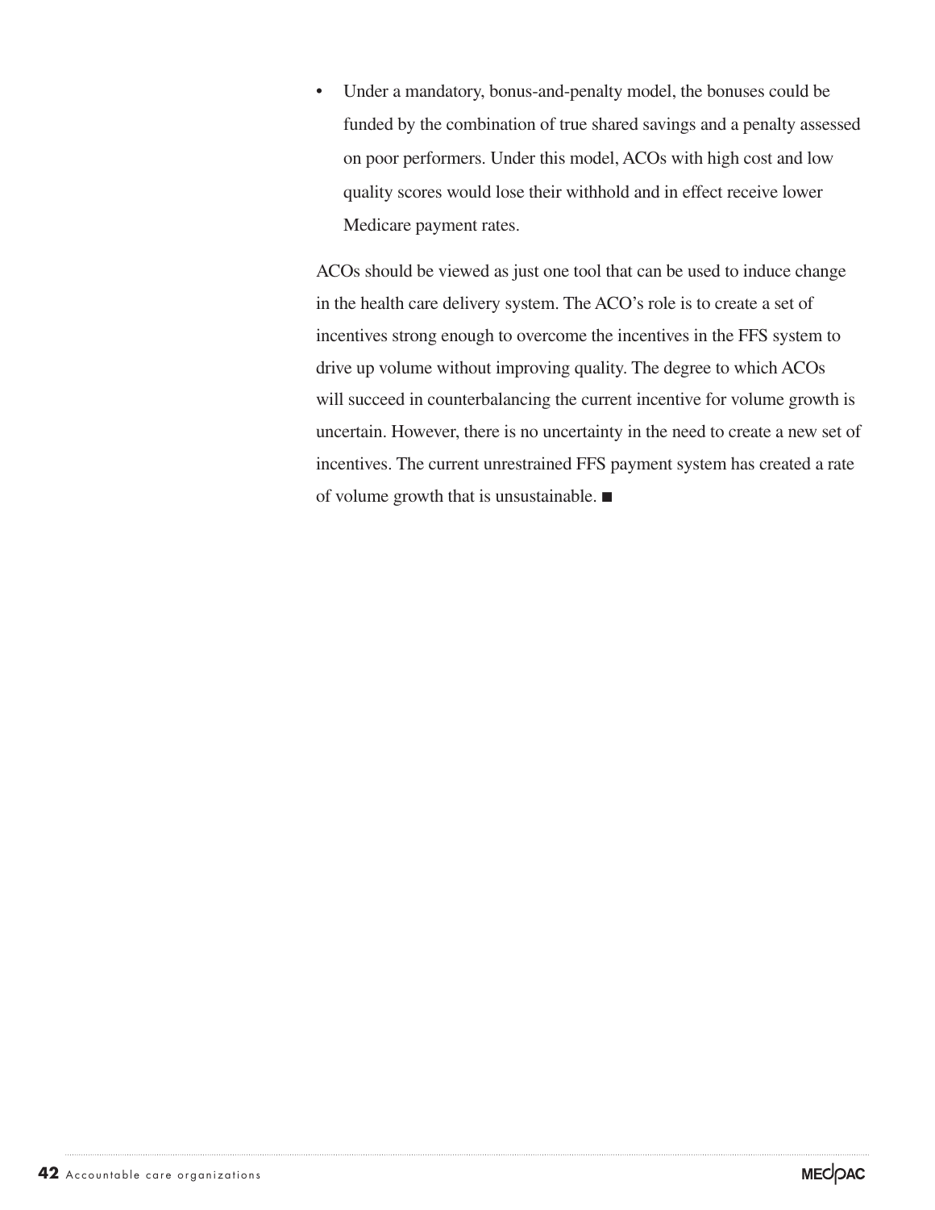- Under a mandatory, bonus-and-penalty model, the bonuses could be funded by the combination of true shared savings and a penalty assessed on poor performers. Under this model, ACOs with high cost and low quality scores would lose their withhold and in effect receive lower Medicare payment rates.

ACOs should be viewed as just one tool that can be used to induce change in the health care delivery system. The ACO's role is to create a set of incentives strong enough to overcome the incentives in the FFS system to drive up volume without improving quality. The degree to which ACOs will succeed in counterbalancing the current incentive for volume growth is uncertain. However, there is no uncertainty in the need to create a new set of incentives. The current unrestrained FFS payment system has created a rate of volume growth that is unsustainable. ■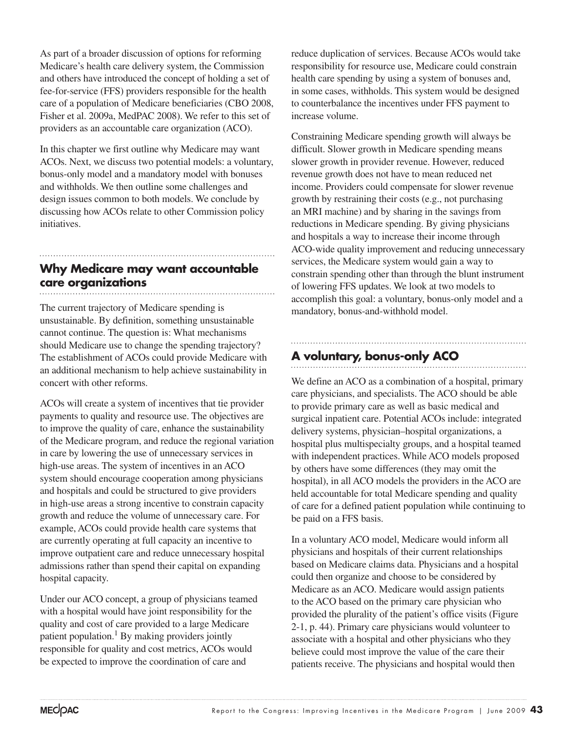As part of a broader discussion of options for reforming Medicare's health care delivery system, the Commission and others have introduced the concept of holding a set of fee-for-service (FFS) providers responsible for the health care of a population of Medicare beneficiaries (CBO 2008, Fisher et al. 2009a, MedPAC 2008). We refer to this set of providers as an accountable care organization (ACO).

In this chapter we first outline why Medicare may want ACOs. Next, we discuss two potential models: a voluntary, bonus-only model and a mandatory model with bonuses and withholds. We then outline some challenges and design issues common to both models. We conclude by discussing how ACOs relate to other Commission policy initiatives.

## Why Medicare may want accountable care organizations

The current trajectory of Medicare spending is unsustainable. By definition, something unsustainable cannot continue. The question is: What mechanisms should Medicare use to change the spending trajectory? The establishment of ACOs could provide Medicare with an additional mechanism to help achieve sustainability in concert with other reforms.

ACOs will create a system of incentives that tie provider payments to quality and resource use. The objectives are to improve the quality of care, enhance the sustainability of the Medicare program, and reduce the regional variation in care by lowering the use of unnecessary services in high-use areas. The system of incentives in an ACO system should encourage cooperation among physicians and hospitals and could be structured to give providers in high-use areas a strong incentive to constrain capacity growth and reduce the volume of unnecessary care. For example, ACOs could provide health care systems that are currently operating at full capacity an incentive to improve outpatient care and reduce unnecessary hospital admissions rather than spend their capital on expanding hospital capacity.

Under our ACO concept, a group of physicians teamed with a hospital would have joint responsibility for the quality and cost of care provided to a large Medicare patient population.[1] By making providers jointly responsible for quality and cost metrics, ACOs would be expected to improve the coordination of care and reduce duplication of services. Because ACOs would take responsibility for resource use, Medicare could constrain health care spending by using a system of bonuses and, in some cases, withholds. This system would be designed to counterbalance the incentives under FFS payment to increase volume.

Constraining Medicare spending growth will always be difficult. Slower growth in Medicare spending means slower growth in provider revenue. However, reduced revenue growth does not have to mean reduced net income. Providers could compensate for slower revenue growth by restraining their costs (e.g., not purchasing an MRI machine) and by sharing in the savings from reductions in Medicare spending. By giving physicians and hospitals a way to increase their income through ACO-wide quality improvement and reducing unnecessary services, the Medicare system would gain a way to constrain spending other than through the blunt instrument of lowering FFS updates. We look at two models to accomplish this goal: a voluntary, bonus-only model and a mandatory, bonus-and-withhold model.

## A voluntary, bonus-only ACO

We define an ACO as a combination of a hospital, primary care physicians, and specialists. The ACO should be able to provide primary care as well as basic medical and surgical inpatient care. Potential ACOs include: integrated delivery systems, physician–hospital organizations, a hospital plus multispecialty groups, and a hospital teamed with independent practices. While ACO models proposed by others have some differences (they may omit the hospital), in all ACO models the providers in the ACO are held accountable for total Medicare spending and quality of care for a defined patient population while continuing to be paid on a FFS basis.

In a voluntary ACO model, Medicare would inform all physicians and hospitals of their current relationships based on Medicare claims data. Physicians and a hospital could then organize and choose to be considered by Medicare as an ACO. Medicare would assign patients to the ACO based on the primary care physician who provided the plurality of the patient's office visits (Figure 2-1, p. 44). Primary care physicians would volunteer to associate with a hospital and other physicians who they believe could most improve the value of the care their patients receive. The physicians and hospital would then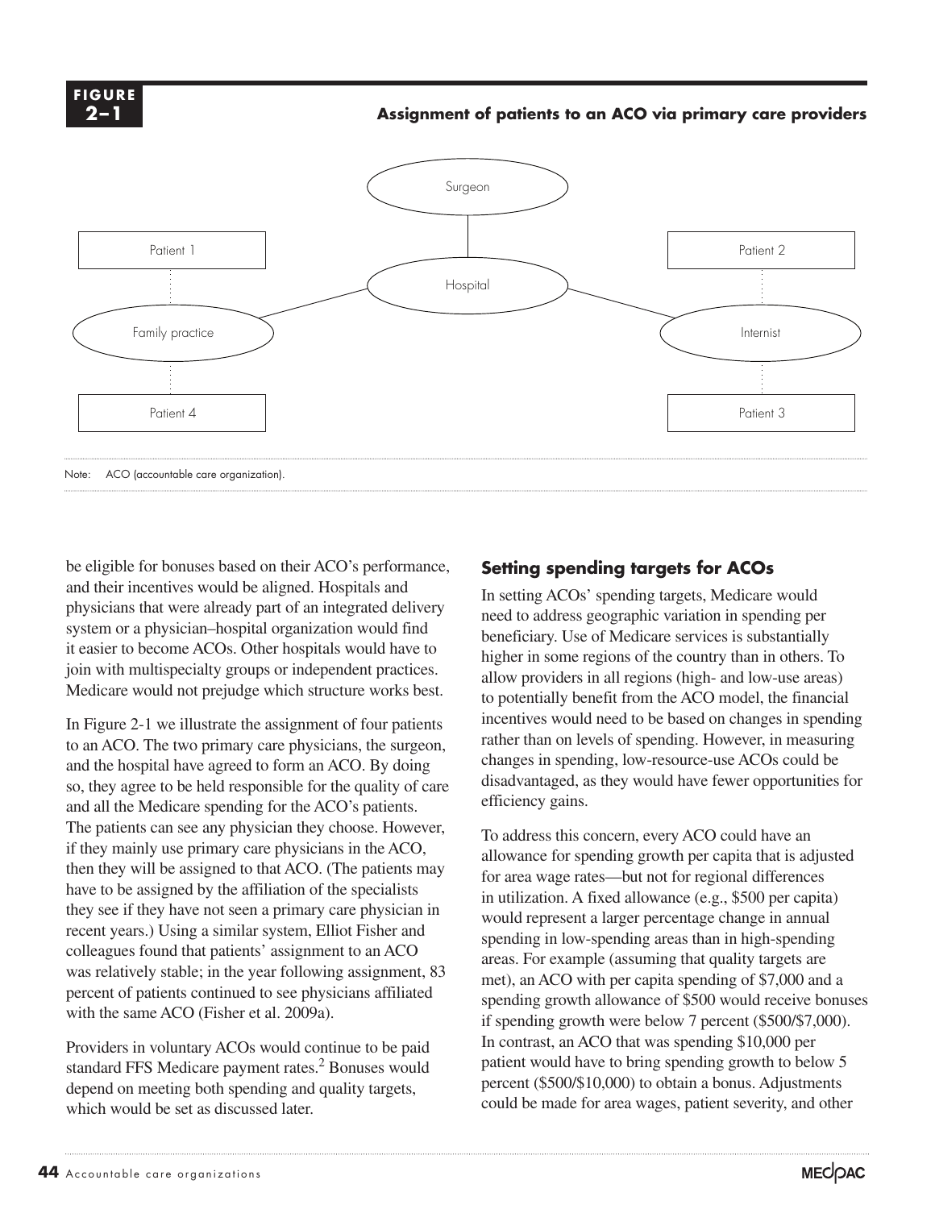**FIGURE 2–1**

**Assignment of patients to an ACO via primary care providers**

Surgeon

Patient 1

Patient 2

Hospital

Family practice

Internist

Patient 4

Patient 3

Note: ACO (accountable care organization).

be eligible for bonuses based on their ACO's performance, and their incentives would be aligned. Hospitals and physicians that were already part of an integrated delivery system or a physician–hospital organization would find it easier to become ACOs. Other hospitals would have to join with multispecialty groups or independent practices. Medicare would not prejudge which structure works best.

In Figure 2-1 we illustrate the assignment of four patients to an ACO. The two primary care physicians, the surgeon, and the hospital have agreed to form an ACO. By doing so, they agree to be held responsible for the quality of care and all the Medicare spending for the ACO's patients. The patients can see any physician they choose. However, if they mainly use primary care physicians in the ACO, then they will be assigned to that ACO. (The patients may have to be assigned by the affiliation of the specialists they see if they have not seen a primary care physician in recent years.) Using a similar system, Elliot Fisher and colleagues found that patients' assignment to an ACO was relatively stable; in the year following assignment, 83 percent of patients continued to see physicians affiliated with the same ACO (Fisher et al. 2009a).

Providers in voluntary ACOs would continue to be paid standard FFS Medicare payment rates.[2] Bonuses would depend on meeting both spending and quality targets, which would be set as discussed later.

### Setting spending targets for ACOs

In setting ACOs' spending targets, Medicare would need to address geographic variation in spending per beneficiary. Use of Medicare services is substantially higher in some regions of the country than in others. To allow providers in all regions (high- and low-use areas) to potentially benefit from the ACO model, the financial incentives would need to be based on changes in spending rather than on levels of spending. However, in measuring changes in spending, low-resource-use ACOs could be disadvantaged, as they would have fewer opportunities for efficiency gains.

To address this concern, every ACO could have an allowance for spending growth per capita that is adjusted for area wage rates—but not for regional differences in utilization. A fixed allowance (e.g., $500 per capita) would represent a larger percentage change in annual spending in low-spending areas than in high-spending areas. For example (assuming that quality targets are met), an ACO with per capita spending of $7,000 and a spending growth allowance of $500 would receive bonuses if spending growth were below 7 percent ($500/$7,000). In contrast, an ACO that was spending $10,000 per patient would have to bring spending growth to below 5 percent ($500/$10,000) to obtain a bonus. Adjustments could be made for area wages, patient severity, and other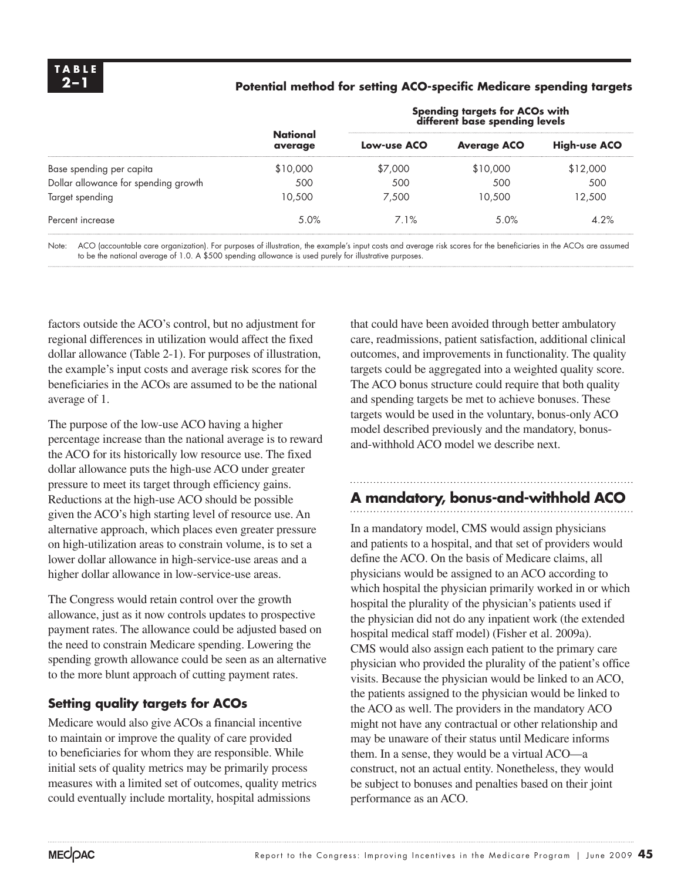**TABLE 2–1**

**Potential method for setting ACO-specific Medicare spending targets**

| | National average | Spending targets for ACOs with different base spending levels | | |
|---|---|---|---|---|
| | | Low-use ACO | Average ACO | High-use ACO |
| Base spending per capita | $10,000 | $7,000 | $10,000 | $12,000 |
| Dollar allowance for spending growth | 500 | 500 | 500 | 500 |
| Target spending | 10,500 | 7,500 | 10,500 | 12,500 |
| Percent increase | 5.0% | 7.1% | 5.0% | 4.2% |

Note: ACO (accountable care organization). For purposes of illustration, the example's input costs and average risk scores for the beneficiaries in the ACOs are assumed to be the national average of 1.0. A $500 spending allowance is used purely for illustrative purposes.

factors outside the ACO's control, but no adjustment for regional differences in utilization would affect the fixed dollar allowance (Table 2-1). For purposes of illustration, the example's input costs and average risk scores for the beneficiaries in the ACOs are assumed to be the national average of 1.

The purpose of the low-use ACO having a higher percentage increase than the national average is to reward the ACO for its historically low resource use. The fixed dollar allowance puts the high-use ACO under greater pressure to meet its target through efficiency gains. Reductions at the high-use ACO should be possible given the ACO's high starting level of resource use. An alternative approach, which places even greater pressure on high-utilization areas to constrain volume, is to set a lower dollar allowance in high-service-use areas and a higher dollar allowance in low-service-use areas.

The Congress would retain control over the growth allowance, just as it now controls updates to prospective payment rates. The allowance could be adjusted based on the need to constrain Medicare spending. Lowering the spending growth allowance could be seen as an alternative to the more blunt approach of cutting payment rates.

### Setting quality targets for ACOs

Medicare would also give ACOs a financial incentive to maintain or improve the quality of care provided to beneficiaries for whom they are responsible. While initial sets of quality metrics may be primarily process measures with a limited set of outcomes, quality metrics could eventually include mortality, hospital admissions that could have been avoided through better ambulatory care, readmissions, patient satisfaction, additional clinical outcomes, and improvements in functionality. The quality targets could be aggregated into a weighted quality score. The ACO bonus structure could require that both quality and spending targets be met to achieve bonuses. These targets would be used in the voluntary, bonus-only ACO model described previously and the mandatory, bonus-and-withhold ACO model we describe next.

## A mandatory, bonus-and-withhold ACO

In a mandatory model, CMS would assign physicians and patients to a hospital, and that set of providers would define the ACO. On the basis of Medicare claims, all physicians would be assigned to an ACO according to which hospital the physician primarily worked in or which hospital the plurality of the physician's patients used if the physician did not do any inpatient work (the extended hospital medical staff model) (Fisher et al. 2009a). CMS would also assign each patient to the primary care physician who provided the plurality of the patient's office visits. Because the physician would be linked to an ACO, the patients assigned to the physician would be linked to the ACO as well. The providers in the mandatory ACO might not have any contractual or other relationship and may be unaware of their status until Medicare informs them. In a sense, they would be a virtual ACO—a construct, not an actual entity. Nonetheless, they would be subject to bonuses and penalties based on their joint performance as an ACO.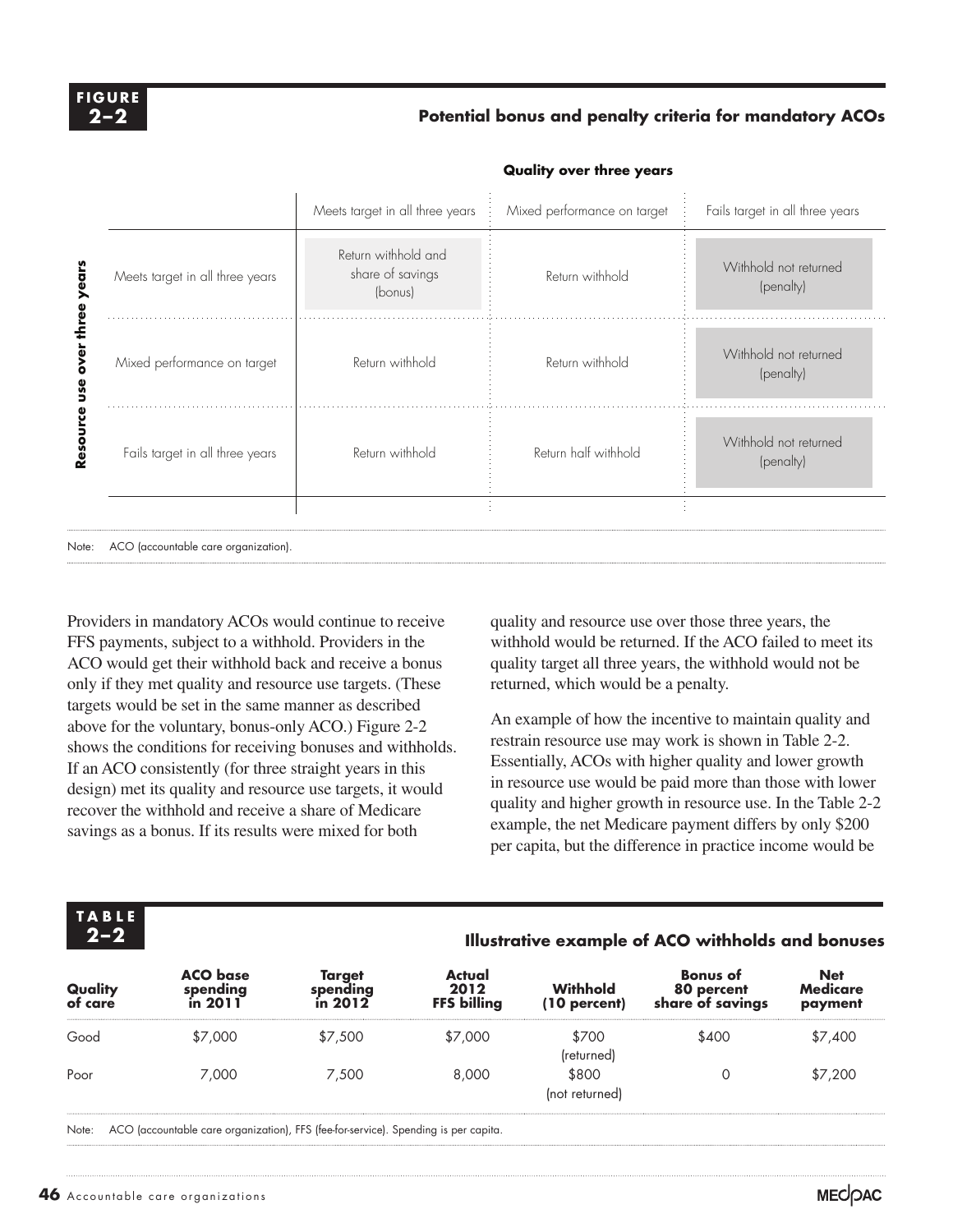**FIGURE 2–2**

**Potential bonus and penalty criteria for mandatory ACOs**

| | | **Quality over three years** | | |
|---|---|---|---|---|
| | | Meets target in all three years | Mixed performance on target | Fails target in all three years |
| **Resource use over three years** | Meets target in all three years | Return withhold and share of savings (bonus) | Return withhold | Withhold not returned (penalty) |
| | Mixed performance on target | Return withhold | Return withhold | Withhold not returned (penalty) |
| | Fails target in all three years | Return withhold | Return half withhold | Withhold not returned (penalty) |

Note: ACO (accountable care organization).

Providers in mandatory ACOs would continue to receive FFS payments, subject to a withhold. Providers in the ACO would get their withhold back and receive a bonus only if they met quality and resource use targets. (These targets would be set in the same manner as described above for the voluntary, bonus-only ACO.) Figure 2-2 shows the conditions for receiving bonuses and withholds. If an ACO consistently (for three straight years in this design) met its quality and resource use targets, it would recover the withhold and receive a share of Medicare savings as a bonus. If its results were mixed for both quality and resource use over those three years, the withhold would be returned. If the ACO failed to meet its quality target all three years, the withhold would not be returned, which would be a penalty.

An example of how the incentive to maintain quality and restrain resource use may work is shown in Table 2-2. Essentially, ACOs with higher quality and lower growth in resource use would be paid more than those with lower quality and higher growth in resource use. In the Table 2-2 example, the net Medicare payment differs by only $200 per capita, but the difference in practice income would be

**TABLE 2–2**

**Illustrative example of ACO withholds and bonuses**

| Quality of care | ACO base spending in 2011 | Target spending in 2012 | Actual 2012 FFS billing | Withhold (10 percent) | Bonus of 80 percent share of savings | Net Medicare payment |
|---|---|---|---|---|---|---|
| Good | $7,000 | $7,500 | $7,000 | $700 (returned) | $400 | $7,400 |
| Poor | 7,000 | 7,500 | 8,000 | $800 (not returned) | 0 | $7,200 |

Note: ACO (accountable care organization), FFS (fee-for-service). Spending is per capita.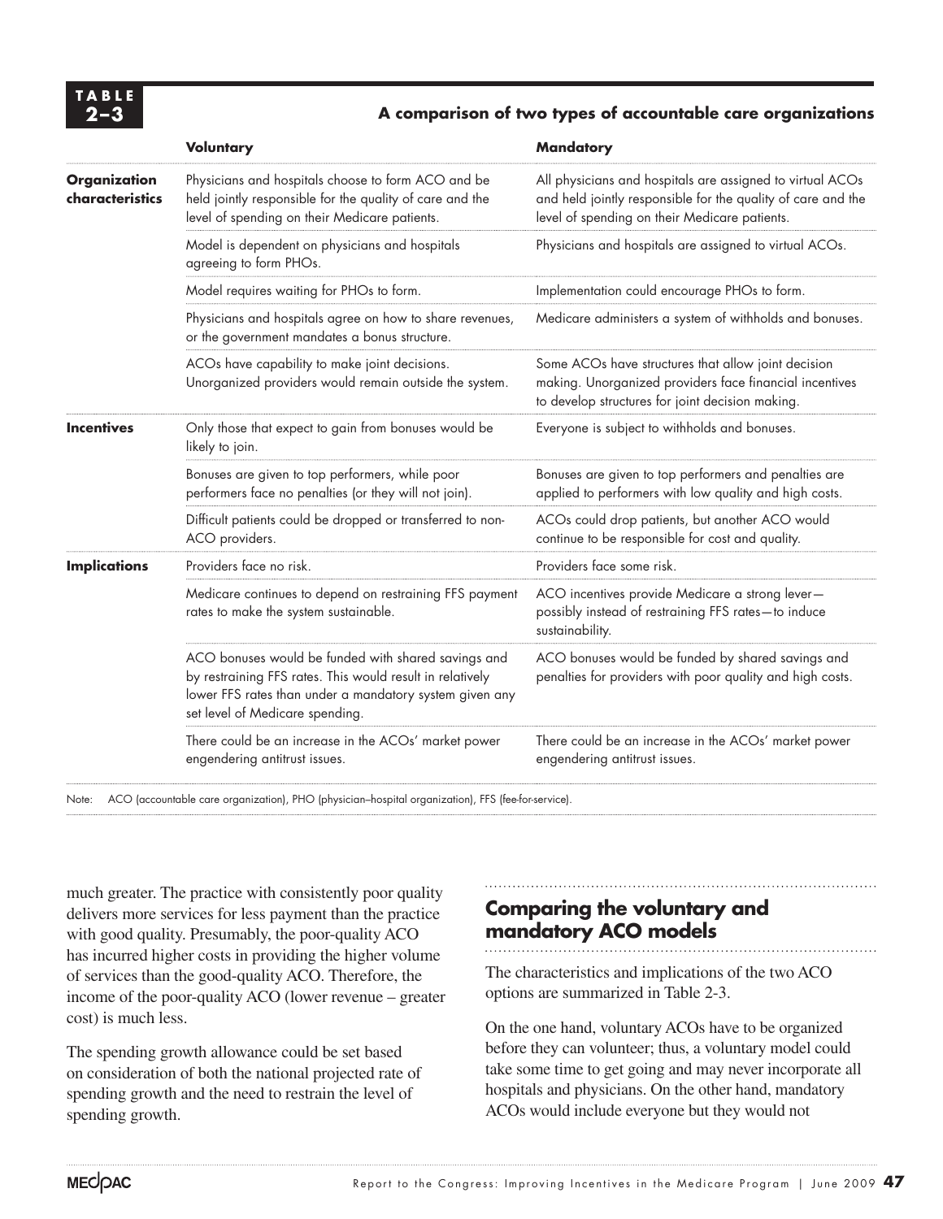**TABLE 2–3**

**A comparison of two types of accountable care organizations**

| | Voluntary | Mandatory |
|---|---|---|
| **Organization characteristics** | Physicians and hospitals choose to form ACO and be held jointly responsible for the quality of care and the level of spending on their Medicare patients. | All physicians and hospitals are assigned to virtual ACOs and held jointly responsible for the quality of care and the level of spending on their Medicare patients. |
| | Model is dependent on physicians and hospitals agreeing to form PHOs. | Physicians and hospitals are assigned to virtual ACOs. |
| | Model requires waiting for PHOs to form. | Implementation could encourage PHOs to form. |
| | Physicians and hospitals agree on how to share revenues, or the government mandates a bonus structure. | Medicare administers a system of withholds and bonuses. |
| | ACOs have capability to make joint decisions. Unorganized providers would remain outside the system. | Some ACOs have structures that allow joint decision making. Unorganized providers face financial incentives to develop structures for joint decision making. |
| **Incentives** | Only those that expect to gain from bonuses would be likely to join. | Everyone is subject to withholds and bonuses. |
| | Bonuses are given to top performers, while poor performers face no penalties (or they will not join). | Bonuses are given to top performers and penalties are applied to performers with low quality and high costs. |
| | Difficult patients could be dropped or transferred to non-ACO providers. | ACOs could drop patients, but another ACO would continue to be responsible for cost and quality. |
| **Implications** | Providers face no risk. | Providers face some risk. |
| | Medicare continues to depend on restraining FFS payment rates to make the system sustainable. | ACO incentives provide Medicare a strong lever—possibly instead of restraining FFS rates—to induce sustainability. |
| | ACO bonuses would be funded with shared savings and by restraining FFS rates. This would result in relatively lower FFS rates than under a mandatory system given any set level of Medicare spending. | ACO bonuses would be funded by shared savings and penalties for providers with poor quality and high costs. |
| | There could be an increase in the ACOs' market power engendering antitrust issues. | There could be an increase in the ACOs' market power engendering antitrust issues. |

Note: ACO (accountable care organization), PHO (physician–hospital organization), FFS (fee-for-service).

much greater. The practice with consistently poor quality delivers more services for less payment than the practice with good quality. Presumably, the poor-quality ACO has incurred higher costs in providing the higher volume of services than the good-quality ACO. Therefore, the income of the poor-quality ACO (lower revenue – greater cost) is much less.

The spending growth allowance could be set based on consideration of both the national projected rate of spending growth and the need to restrain the level of spending growth.

## Comparing the voluntary and mandatory ACO models

The characteristics and implications of the two ACO options are summarized in Table 2-3.

On the one hand, voluntary ACOs have to be organized before they can volunteer; thus, a voluntary model could take some time to get going and may never incorporate all hospitals and physicians. On the other hand, mandatory ACOs would include everyone but they would not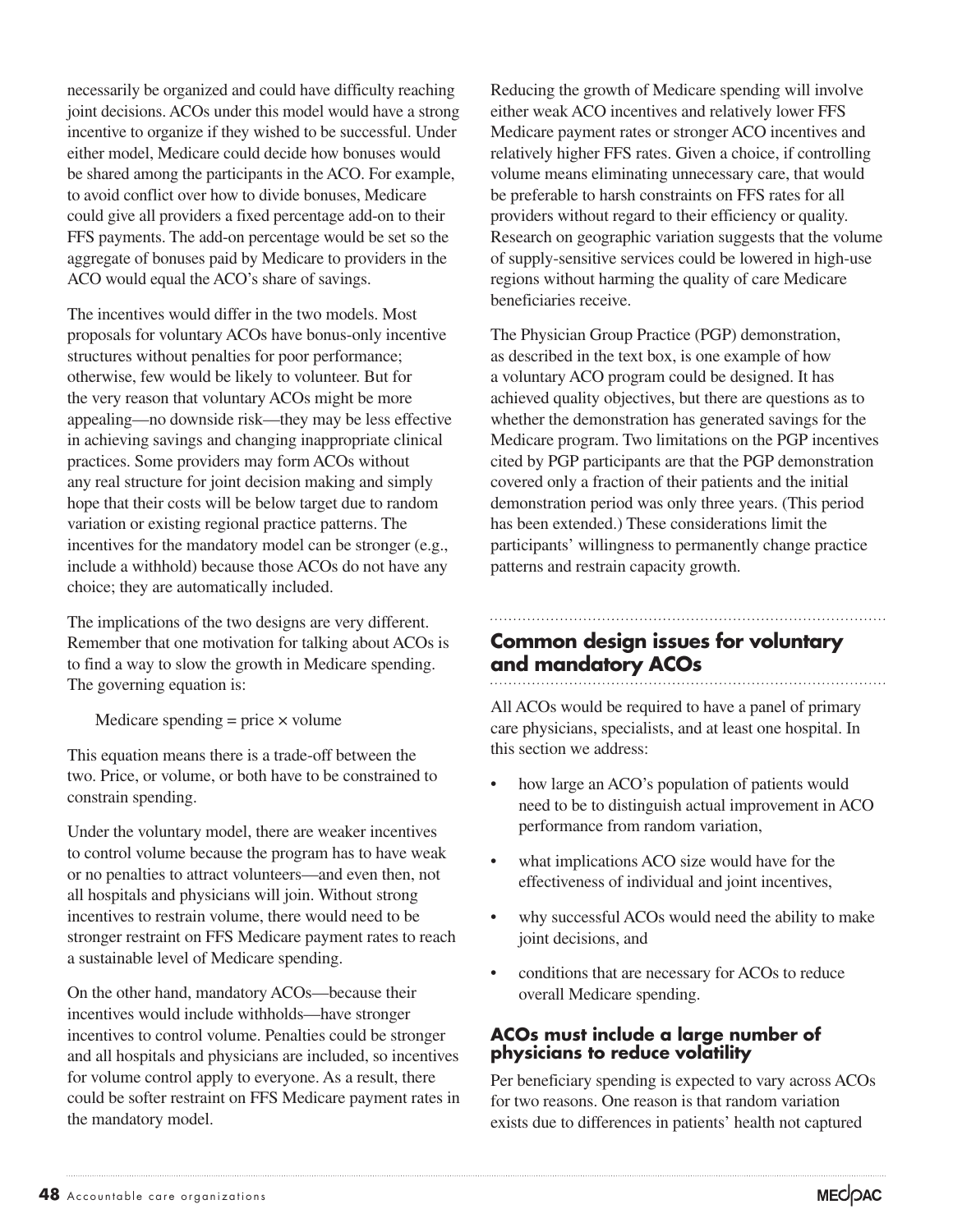necessarily be organized and could have difficulty reaching joint decisions. ACOs under this model would have a strong incentive to organize if they wished to be successful. Under either model, Medicare could decide how bonuses would be shared among the participants in the ACO. For example, to avoid conflict over how to divide bonuses, Medicare could give all providers a fixed percentage add-on to their FFS payments. The add-on percentage would be set so the aggregate of bonuses paid by Medicare to providers in the ACO would equal the ACO's share of savings.

The incentives would differ in the two models. Most proposals for voluntary ACOs have bonus-only incentive structures without penalties for poor performance; otherwise, few would be likely to volunteer. But for the very reason that voluntary ACOs might be more appealing—no downside risk—they may be less effective in achieving savings and changing inappropriate clinical practices. Some providers may form ACOs without any real structure for joint decision making and simply hope that their costs will be below target due to random variation or existing regional practice patterns. The incentives for the mandatory model can be stronger (e.g., include a withhold) because those ACOs do not have any choice; they are automatically included.

The implications of the two designs are very different. Remember that one motivation for talking about ACOs is to find a way to slow the growth in Medicare spending. The governing equation is:

Medicare spending = price × volume

This equation means there is a trade-off between the two. Price, or volume, or both have to be constrained to constrain spending.

Under the voluntary model, there are weaker incentives to control volume because the program has to have weak or no penalties to attract volunteers—and even then, not all hospitals and physicians will join. Without strong incentives to restrain volume, there would need to be stronger restraint on FFS Medicare payment rates to reach a sustainable level of Medicare spending.

On the other hand, mandatory ACOs—because their incentives would include withholds—have stronger incentives to control volume. Penalties could be stronger and all hospitals and physicians are included, so incentives for volume control apply to everyone. As a result, there could be softer restraint on FFS Medicare payment rates in the mandatory model.

Reducing the growth of Medicare spending will involve either weak ACO incentives and relatively lower FFS Medicare payment rates or stronger ACO incentives and relatively higher FFS rates. Given a choice, if controlling volume means eliminating unnecessary care, that would be preferable to harsh constraints on FFS rates for all providers without regard to their efficiency or quality. Research on geographic variation suggests that the volume of supply-sensitive services could be lowered in high-use regions without harming the quality of care Medicare beneficiaries receive.

The Physician Group Practice (PGP) demonstration, as described in the text box, is one example of how a voluntary ACO program could be designed. It has achieved quality objectives, but there are questions as to whether the demonstration has generated savings for the Medicare program. Two limitations on the PGP incentives cited by PGP participants are that the PGP demonstration covered only a fraction of their patients and the initial demonstration period was only three years. (This period has been extended.) These considerations limit the participants' willingness to permanently change practice patterns and restrain capacity growth.

## Common design issues for voluntary and mandatory ACOs

All ACOs would be required to have a panel of primary care physicians, specialists, and at least one hospital. In this section we address:

- how large an ACO's population of patients would need to be to distinguish actual improvement in ACO performance from random variation,
- what implications ACO size would have for the effectiveness of individual and joint incentives,
- why successful ACOs would need the ability to make joint decisions, and
- conditions that are necessary for ACOs to reduce overall Medicare spending.

### ACOs must include a large number of physicians to reduce volatility

Per beneficiary spending is expected to vary across ACOs for two reasons. One reason is that random variation exists due to differences in patients' health not captured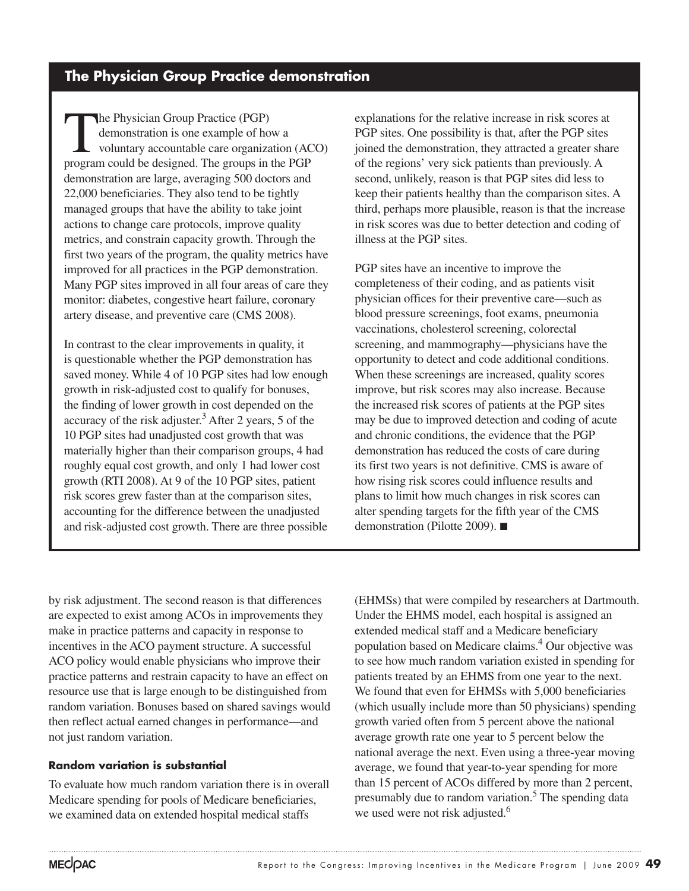## The Physician Group Practice demonstration

The Physician Group Practice (PGP) demonstration is one example of how a voluntary accountable care organization (ACO) program could be designed. The groups in the PGP demonstration are large, averaging 500 doctors and 22,000 beneficiaries. They also tend to be tightly managed groups that have the ability to take joint actions to change care protocols, improve quality metrics, and constrain capacity growth. Through the first two years of the program, the quality metrics have improved for all practices in the PGP demonstration. Many PGP sites improved in all four areas of care they monitor: diabetes, congestive heart failure, coronary artery disease, and preventive care (CMS 2008).

In contrast to the clear improvements in quality, it is questionable whether the PGP demonstration has saved money. While 4 of 10 PGP sites had low enough growth in risk-adjusted cost to qualify for bonuses, the finding of lower growth in cost depended on the accuracy of the risk adjuster.[3] After 2 years, 5 of the 10 PGP sites had unadjusted cost growth that was materially higher than their comparison groups, 4 had roughly equal cost growth, and only 1 had lower cost growth (RTI 2008). At 9 of the 10 PGP sites, patient risk scores grew faster than at the comparison sites, accounting for the difference between the unadjusted and risk-adjusted cost growth. There are three possible explanations for the relative increase in risk scores at PGP sites. One possibility is that, after the PGP sites joined the demonstration, they attracted a greater share of the regions' very sick patients than previously. A second, unlikely, reason is that PGP sites did less to keep their patients healthy than the comparison sites. A third, perhaps more plausible, reason is that the increase in risk scores was due to better detection and coding of illness at the PGP sites.

PGP sites have an incentive to improve the completeness of their coding, and as patients visit physician offices for their preventive care—such as blood pressure screenings, foot exams, pneumonia vaccinations, cholesterol screening, colorectal screening, and mammography—physicians have the opportunity to detect and code additional conditions. When these screenings are increased, quality scores improve, but risk scores may also increase. Because the increased risk scores of patients at the PGP sites may be due to improved detection and coding of acute and chronic conditions, the evidence that the PGP demonstration has reduced the costs of care during its first two years is not definitive. CMS is aware of how rising risk scores could influence results and plans to limit how much changes in risk scores can alter spending targets for the fifth year of the CMS demonstration (Pilotte 2009). ■

by risk adjustment. The second reason is that differences are expected to exist among ACOs in improvements they make in practice patterns and capacity in response to incentives in the ACO payment structure. A successful ACO policy would enable physicians who improve their practice patterns and restrain capacity to have an effect on resource use that is large enough to be distinguished from random variation. Bonuses based on shared savings would then reflect actual earned changes in performance—and not just random variation.

### Random variation is substantial

To evaluate how much random variation there is in overall Medicare spending for pools of Medicare beneficiaries, we examined data on extended hospital medical staffs (EHMSs) that were compiled by researchers at Dartmouth. Under the EHMS model, each hospital is assigned an extended medical staff and a Medicare beneficiary population based on Medicare claims.[4] Our objective was to see how much random variation existed in spending for patients treated by an EHMS from one year to the next. We found that even for EHMSs with 5,000 beneficiaries (which usually include more than 50 physicians) spending growth varied often from 5 percent above the national average growth rate one year to 5 percent below the national average the next. Even using a three-year moving average, we found that year-to-year spending for more than 15 percent of ACOs differed by more than 2 percent, presumably due to random variation.[5] The spending data we used were not risk adjusted.[6]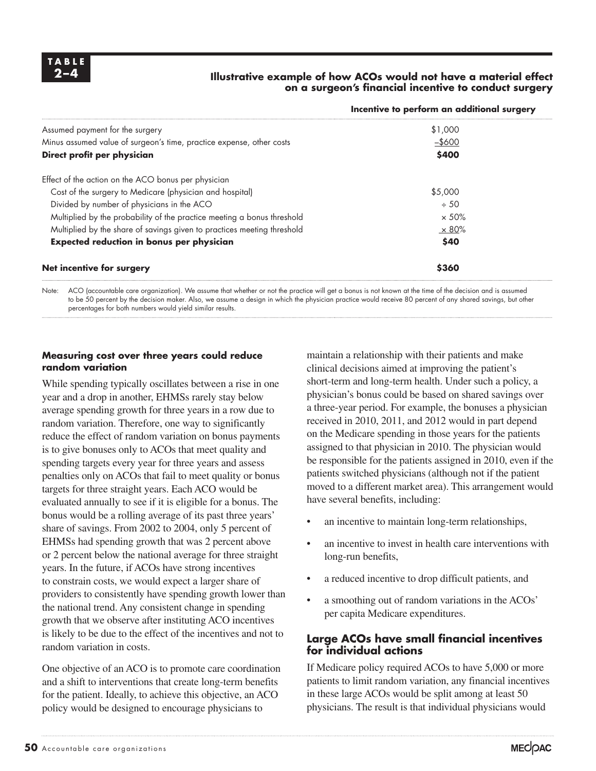**TABLE 2–4**

**Illustrative example of how ACOs would not have a material effect on a surgeon's financial incentive to conduct surgery**

| | Incentive to perform an additional surgery |
|---|---|
| Assumed payment for the surgery | $1,000 |
| Minus assumed value of surgeon's time, practice expense, other costs | –$600 |
| **Direct profit per physician** | **$400** |
| | |
| Effect of the action on the ACO bonus per physician | |
| Cost of the surgery to Medicare (physician and hospital) | $5,000 |
| Divided by number of physicians in the ACO | ÷ 50 |
| Multiplied by the probability of the practice meeting a bonus threshold | × 50% |
| Multiplied by the share of savings given to practices meeting threshold | × 80% |
| **Expected reduction in bonus per physician** | **$40** |
| | |
| **Net incentive for surgery** | **$360** |

Note: ACO (accountable care organization). We assume that whether or not the practice will get a bonus is not known at the time of the decision and is assumed to be 50 percent by the decision maker. Also, we assume a design in which the physician practice would receive 80 percent of any shared savings, but other percentages for both numbers would yield similar results.

### Measuring cost over three years could reduce random variation

While spending typically oscillates between a rise in one year and a drop in another, EHMSs rarely stay below average spending growth for three years in a row due to random variation. Therefore, one way to significantly reduce the effect of random variation on bonus payments is to give bonuses only to ACOs that meet quality and spending targets every year for three years and assess penalties only on ACOs that fail to meet quality or bonus targets for three straight years. Each ACO would be evaluated annually to see if it is eligible for a bonus. The bonus would be a rolling average of its past three years' share of savings. From 2002 to 2004, only 5 percent of EHMSs had spending growth that was 2 percent above or 2 percent below the national average for three straight years. In the future, if ACOs have strong incentives to constrain costs, we would expect a larger share of providers to consistently have spending growth lower than the national trend. Any consistent change in spending growth that we observe after instituting ACO incentives is likely to be due to the effect of the incentives and not to random variation in costs.

One objective of an ACO is to promote care coordination and a shift to interventions that create long-term benefits for the patient. Ideally, to achieve this objective, an ACO policy would be designed to encourage physicians to maintain a relationship with their patients and make clinical decisions aimed at improving the patient's short-term and long-term health. Under such a policy, a physician's bonus could be based on shared savings over a three-year period. For example, the bonuses a physician received in 2010, 2011, and 2012 would in part depend on the Medicare spending in those years for the patients assigned to that physician in 2010. The physician would be responsible for the patients assigned in 2010, even if the patients switched physicians (although not if the patient moved to a different market area). This arrangement would have several benefits, including:

- an incentive to maintain long-term relationships,
- an incentive to invest in health care interventions with long-run benefits,
- a reduced incentive to drop difficult patients, and
- a smoothing out of random variations in the ACOs' per capita Medicare expenditures.

### Large ACOs have small financial incentives for individual actions

If Medicare policy required ACOs to have 5,000 or more patients to limit random variation, any financial incentives in these large ACOs would be split among at least 50 physicians. The result is that individual physicians would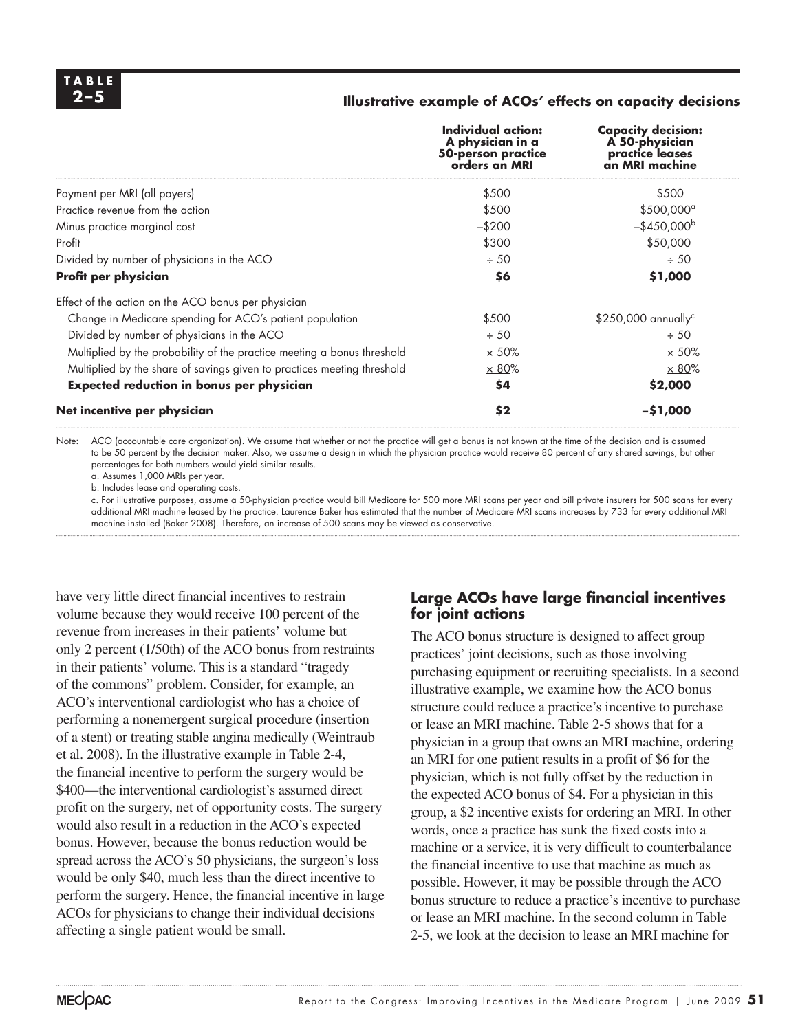**TABLE 2–5**

**Illustrative example of ACOs' effects on capacity decisions**

| | **Individual action: A physician in a 50-person practice orders an MRI** | **Capacity decision: A 50-physician practice leases an MRI machine** |
|---|---|---|
| Payment per MRI (all payers) | $500 | $500 |
| Practice revenue from the action | $500 | $500,000[a] |
| Minus practice marginal cost | –$200 | –$450,000[b] |
| Profit | $300 | $50,000 |
| Divided by number of physicians in the ACO | ÷ 50 | ÷ 50 |
| **Profit per physician** | **$6** | **$1,000** |
| Effect of the action on the ACO bonus per physician | | |
| Change in Medicare spending for ACO's patient population | $500 | $250,000 annually[c] |
| Divided by number of physicians in the ACO | ÷ 50 | ÷ 50 |
| Multiplied by the probability of the practice meeting a bonus threshold | × 50% | × 50% |
| Multiplied by the share of savings given to practices meeting threshold | × 80% | × 80% |
| **Expected reduction in bonus per physician** | **$4** | **$2,000** |
| **Net incentive per physician** | **$2** | **–$1,000** |

Note: ACO (accountable care organization). We assume that whether or not the practice will get a bonus is not known at the time of the decision and is assumed to be 50 percent by the decision maker. Also, we assume a design in which the physician practice would receive 80 percent of any shared savings, but other percentages for both numbers would yield similar results.

a. Assumes 1,000 MRIs per year.

b. Includes lease and operating costs.

c. For illustrative purposes, assume a 50-physician practice would bill Medicare for 500 more MRI scans per year and bill private insurers for 500 scans for every additional MRI machine leased by the practice. Laurence Baker has estimated that the number of Medicare MRI scans increases by 733 for every additional MRI machine installed (Baker 2008). Therefore, an increase of 500 scans may be viewed as conservative.

have very little direct financial incentives to restrain volume because they would receive 100 percent of the revenue from increases in their patients' volume but only 2 percent (1/50th) of the ACO bonus from restraints in their patients' volume. This is a standard "tragedy of the commons" problem. Consider, for example, an ACO's interventional cardiologist who has a choice of performing a nonemergent surgical procedure (insertion of a stent) or treating stable angina medically (Weintraub et al. 2008). In the illustrative example in Table 2-4, the financial incentive to perform the surgery would be $400—the interventional cardiologist's assumed direct profit on the surgery, net of opportunity costs. The surgery would also result in a reduction in the ACO's expected bonus. However, because the bonus reduction would be spread across the ACO's 50 physicians, the surgeon's loss would be only $40, much less than the direct incentive to perform the surgery. Hence, the financial incentive in large ACOs for physicians to change their individual decisions affecting a single patient would be small.

### Large ACOs have large financial incentives for joint actions

The ACO bonus structure is designed to affect group practices' joint decisions, such as those involving purchasing equipment or recruiting specialists. In a second illustrative example, we examine how the ACO bonus structure could reduce a practice's incentive to purchase or lease an MRI machine. Table 2-5 shows that for a physician in a group that owns an MRI machine, ordering an MRI for one patient results in a profit of $6 for the physician, which is not fully offset by the reduction in the expected ACO bonus of $4. For a physician in this group, a $2 incentive exists for ordering an MRI. In other words, once a practice has sunk the fixed costs into a machine or a service, it is very difficult to counterbalance the financial incentive to use that machine as much as possible. However, it may be possible through the ACO bonus structure to reduce a practice's incentive to purchase or lease an MRI machine. In the second column in Table 2-5, we look at the decision to lease an MRI machine for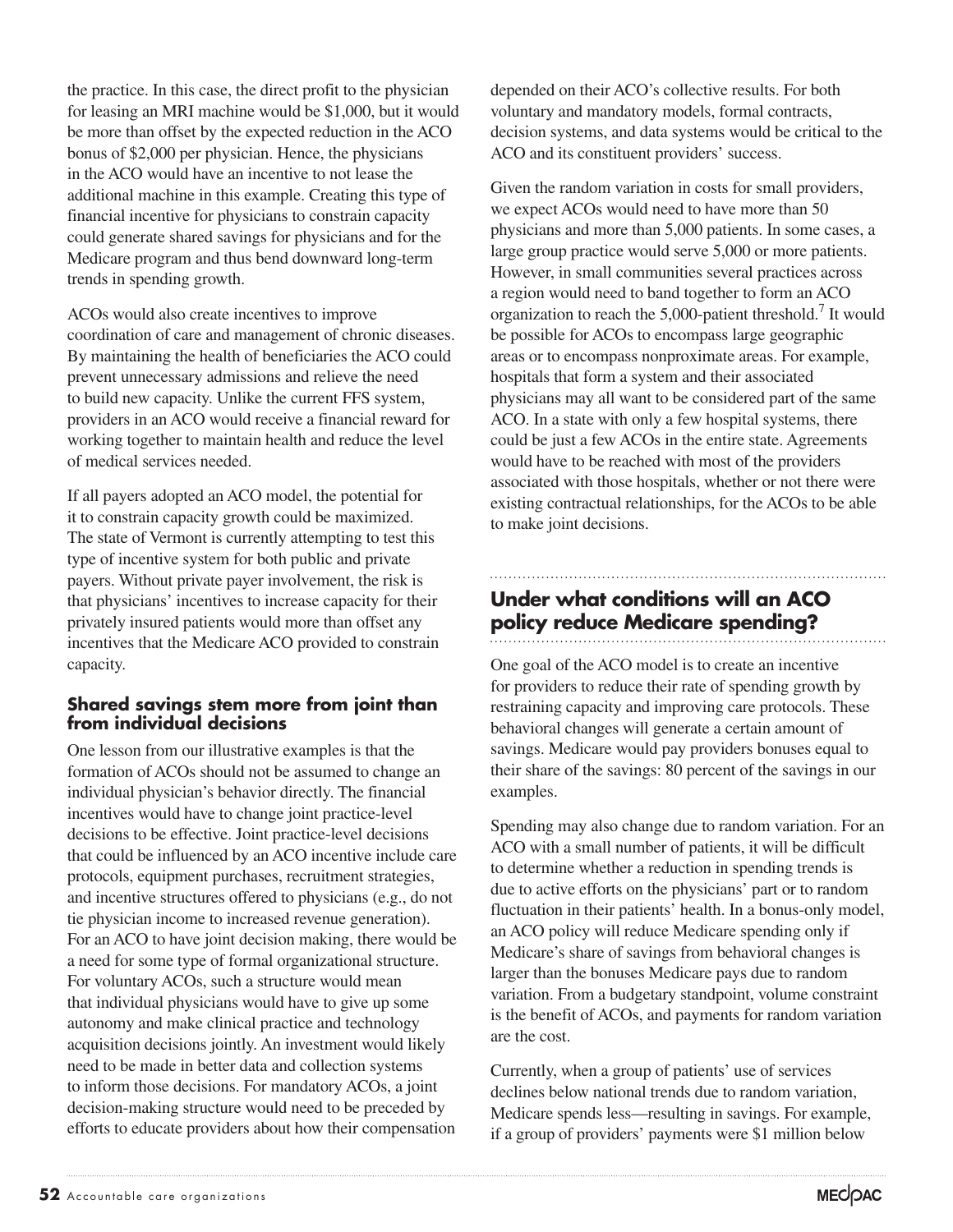the practice. In this case, the direct profit to the physician for leasing an MRI machine would be $1,000, but it would be more than offset by the expected reduction in the ACO bonus of $2,000 per physician. Hence, the physicians in the ACO would have an incentive to not lease the additional machine in this example. Creating this type of financial incentive for physicians to constrain capacity could generate shared savings for physicians and for the Medicare program and thus bend downward long-term trends in spending growth.

ACOs would also create incentives to improve coordination of care and management of chronic diseases. By maintaining the health of beneficiaries the ACO could prevent unnecessary admissions and relieve the need to build new capacity. Unlike the current FFS system, providers in an ACO would receive a financial reward for working together to maintain health and reduce the level of medical services needed.

If all payers adopted an ACO model, the potential for it to constrain capacity growth could be maximized. The state of Vermont is currently attempting to test this type of incentive system for both public and private payers. Without private payer involvement, the risk is that physicians' incentives to increase capacity for their privately insured patients would more than offset any incentives that the Medicare ACO provided to constrain capacity.

### Shared savings stem more from joint than from individual decisions

One lesson from our illustrative examples is that the formation of ACOs should not be assumed to change an individual physician's behavior directly. The financial incentives would have to change joint practice-level decisions to be effective. Joint practice-level decisions that could be influenced by an ACO incentive include care protocols, equipment purchases, recruitment strategies, and incentive structures offered to physicians (e.g., do not tie physician income to increased revenue generation). For an ACO to have joint decision making, there would be a need for some type of formal organizational structure. For voluntary ACOs, such a structure would mean that individual physicians would have to give up some autonomy and make clinical practice and technology acquisition decisions jointly. An investment would likely need to be made in better data and collection systems to inform those decisions. For mandatory ACOs, a joint decision-making structure would need to be preceded by efforts to educate providers about how their compensation depended on their ACO's collective results. For both voluntary and mandatory models, formal contracts, decision systems, and data systems would be critical to the ACO and its constituent providers' success.

Given the random variation in costs for small providers, we expect ACOs would need to have more than 50 physicians and more than 5,000 patients. In some cases, a large group practice would serve 5,000 or more patients. However, in small communities several practices across a region would need to band together to form an ACO organization to reach the 5,000-patient threshold.[7] It would be possible for ACOs to encompass large geographic areas or to encompass nonproximate areas. For example, hospitals that form a system and their associated physicians may all want to be considered part of the same ACO. In a state with only a few hospital systems, there could be just a few ACOs in the entire state. Agreements would have to be reached with most of the providers associated with those hospitals, whether or not there were existing contractual relationships, for the ACOs to be able to make joint decisions.

## Under what conditions will an ACO policy reduce Medicare spending?

One goal of the ACO model is to create an incentive for providers to reduce their rate of spending growth by restraining capacity and improving care protocols. These behavioral changes will generate a certain amount of savings. Medicare would pay providers bonuses equal to their share of the savings: 80 percent of the savings in our examples.

Spending may also change due to random variation. For an ACO with a small number of patients, it will be difficult to determine whether a reduction in spending trends is due to active efforts on the physicians' part or to random fluctuation in their patients' health. In a bonus-only model, an ACO policy will reduce Medicare spending only if Medicare's share of savings from behavioral changes is larger than the bonuses Medicare pays due to random variation. From a budgetary standpoint, volume constraint is the benefit of ACOs, and payments for random variation are the cost.

Currently, when a group of patients' use of services declines below national trends due to random variation, Medicare spends less—resulting in savings. For example, if a group of providers' payments were $1 million below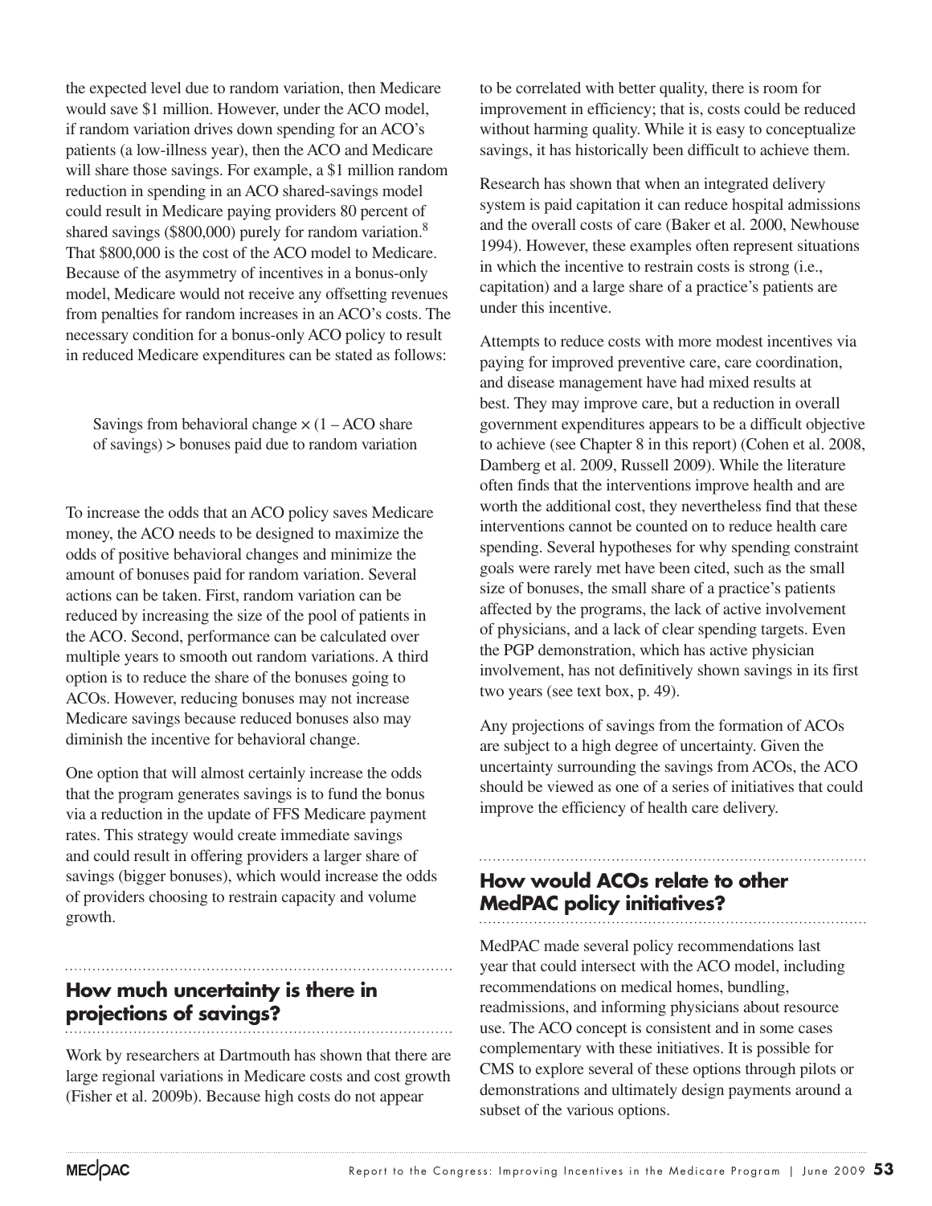the expected level due to random variation, then Medicare would save $1 million. However, under the ACO model, if random variation drives down spending for an ACO's patients (a low-illness year), then the ACO and Medicare will share those savings. For example, a $1 million random reduction in spending in an ACO shared-savings model could result in Medicare paying providers 80 percent of shared savings ($800,000) purely for random variation.[8] That $800,000 is the cost of the ACO model to Medicare. Because of the asymmetry of incentives in a bonus-only model, Medicare would not receive any offsetting revenues from penalties for random increases in an ACO's costs. The necessary condition for a bonus-only ACO policy to result in reduced Medicare expenditures can be stated as follows:

> Savings from behavioral change × (1 – ACO share of savings) > bonuses paid due to random variation

To increase the odds that an ACO policy saves Medicare money, the ACO needs to be designed to maximize the odds of positive behavioral changes and minimize the amount of bonuses paid for random variation. Several actions can be taken. First, random variation can be reduced by increasing the size of the pool of patients in the ACO. Second, performance can be calculated over multiple years to smooth out random variations. A third option is to reduce the share of the bonuses going to ACOs. However, reducing bonuses may not increase Medicare savings because reduced bonuses also may diminish the incentive for behavioral change.

One option that will almost certainly increase the odds that the program generates savings is to fund the bonus via a reduction in the update of FFS Medicare payment rates. This strategy would create immediate savings and could result in offering providers a larger share of savings (bigger bonuses), which would increase the odds of providers choosing to restrain capacity and volume growth.

## How much uncertainty is there in projections of savings?

Work by researchers at Dartmouth has shown that there are large regional variations in Medicare costs and cost growth (Fisher et al. 2009b). Because high costs do not appear to be correlated with better quality, there is room for improvement in efficiency; that is, costs could be reduced without harming quality. While it is easy to conceptualize savings, it has historically been difficult to achieve them.

Research has shown that when an integrated delivery system is paid capitation it can reduce hospital admissions and the overall costs of care (Baker et al. 2000, Newhouse 1994). However, these examples often represent situations in which the incentive to restrain costs is strong (i.e., capitation) and a large share of a practice's patients are under this incentive.

Attempts to reduce costs with more modest incentives via paying for improved preventive care, care coordination, and disease management have had mixed results at best. They may improve care, but a reduction in overall government expenditures appears to be a difficult objective to achieve (see Chapter 8 in this report) (Cohen et al. 2008, Damberg et al. 2009, Russell 2009). While the literature often finds that the interventions improve health and are worth the additional cost, they nevertheless find that these interventions cannot be counted on to reduce health care spending. Several hypotheses for why spending constraint goals were rarely met have been cited, such as the small size of bonuses, the small share of a practice's patients affected by the programs, the lack of active involvement of physicians, and a lack of clear spending targets. Even the PGP demonstration, which has active physician involvement, has not definitively shown savings in its first two years (see text box, p. 49).

Any projections of savings from the formation of ACOs are subject to a high degree of uncertainty. Given the uncertainty surrounding the savings from ACOs, the ACO should be viewed as one of a series of initiatives that could improve the efficiency of health care delivery.

## How would ACOs relate to other MedPAC policy initiatives?

MedPAC made several policy recommendations last year that could intersect with the ACO model, including recommendations on medical homes, bundling, readmissions, and informing physicians about resource use. The ACO concept is consistent and in some cases complementary with these initiatives. It is possible for CMS to explore several of these options through pilots or demonstrations and ultimately design payments around a subset of the various options.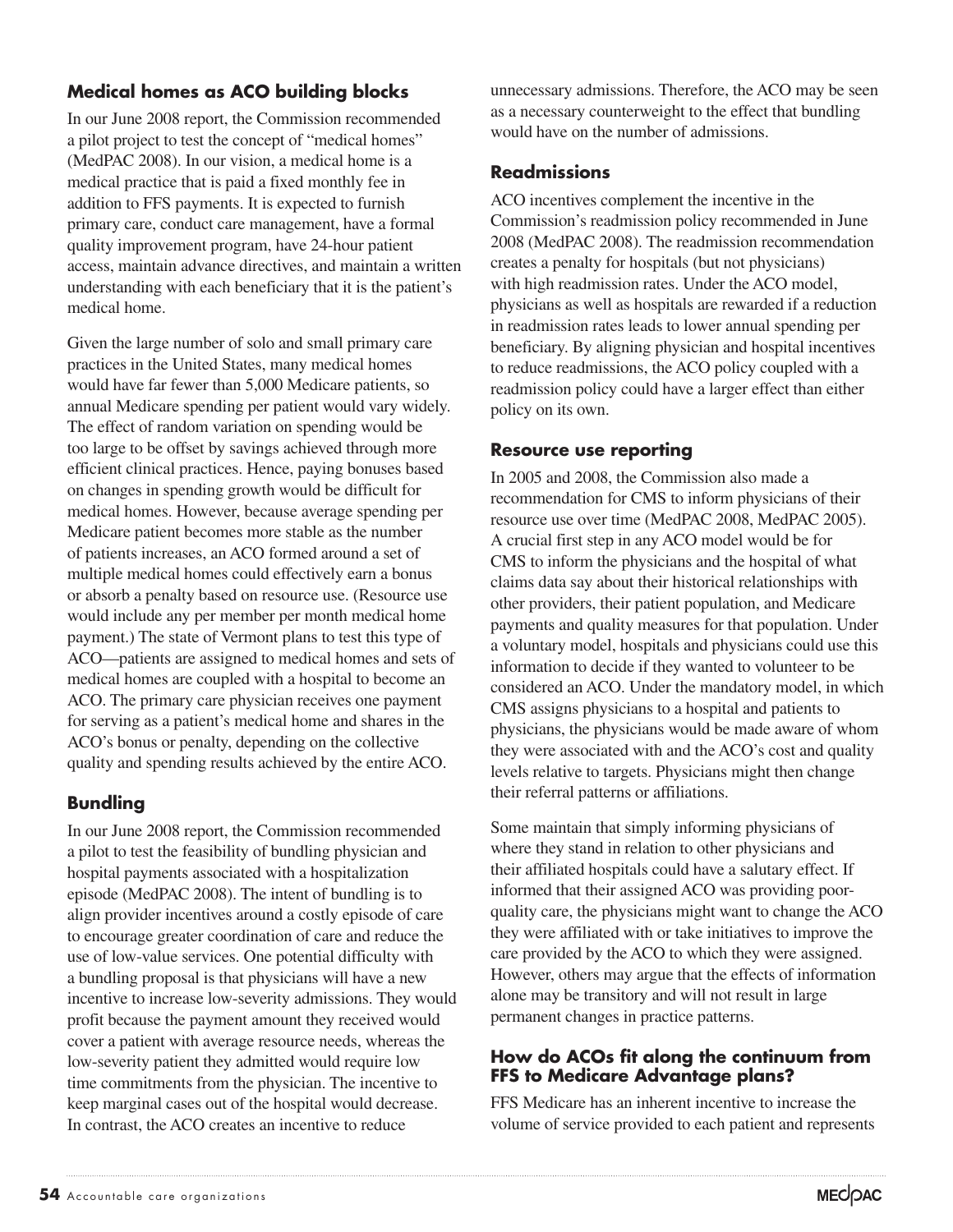### Medical homes as ACO building blocks

In our June 2008 report, the Commission recommended a pilot project to test the concept of "medical homes" (MedPAC 2008). In our vision, a medical home is a medical practice that is paid a fixed monthly fee in addition to FFS payments. It is expected to furnish primary care, conduct care management, have a formal quality improvement program, have 24-hour patient access, maintain advance directives, and maintain a written understanding with each beneficiary that it is the patient's medical home.

Given the large number of solo and small primary care practices in the United States, many medical homes would have far fewer than 5,000 Medicare patients, so annual Medicare spending per patient would vary widely. The effect of random variation on spending would be too large to be offset by savings achieved through more efficient clinical practices. Hence, paying bonuses based on changes in spending growth would be difficult for medical homes. However, because average spending per Medicare patient becomes more stable as the number of patients increases, an ACO formed around a set of multiple medical homes could effectively earn a bonus or absorb a penalty based on resource use. (Resource use would include any per member per month medical home payment.) The state of Vermont plans to test this type of ACO—patients are assigned to medical homes and sets of medical homes are coupled with a hospital to become an ACO. The primary care physician receives one payment for serving as a patient's medical home and shares in the ACO's bonus or penalty, depending on the collective quality and spending results achieved by the entire ACO.

### Bundling

In our June 2008 report, the Commission recommended a pilot to test the feasibility of bundling physician and hospital payments associated with a hospitalization episode (MedPAC 2008). The intent of bundling is to align provider incentives around a costly episode of care to encourage greater coordination of care and reduce the use of low-value services. One potential difficulty with a bundling proposal is that physicians will have a new incentive to increase low-severity admissions. They would profit because the payment amount they received would cover a patient with average resource needs, whereas the low-severity patient they admitted would require low time commitments from the physician. The incentive to keep marginal cases out of the hospital would decrease. In contrast, the ACO creates an incentive to reduce unnecessary admissions. Therefore, the ACO may be seen as a necessary counterweight to the effect that bundling would have on the number of admissions.

### Readmissions

ACO incentives complement the incentive in the Commission's readmission policy recommended in June 2008 (MedPAC 2008). The readmission recommendation creates a penalty for hospitals (but not physicians) with high readmission rates. Under the ACO model, physicians as well as hospitals are rewarded if a reduction in readmission rates leads to lower annual spending per beneficiary. By aligning physician and hospital incentives to reduce readmissions, the ACO policy coupled with a readmission policy could have a larger effect than either policy on its own.

### Resource use reporting

In 2005 and 2008, the Commission also made a recommendation for CMS to inform physicians of their resource use over time (MedPAC 2008, MedPAC 2005). A crucial first step in any ACO model would be for CMS to inform the physicians and the hospital of what claims data say about their historical relationships with other providers, their patient population, and Medicare payments and quality measures for that population. Under a voluntary model, hospitals and physicians could use this information to decide if they wanted to volunteer to be considered an ACO. Under the mandatory model, in which CMS assigns physicians to a hospital and patients to physicians, the physicians would be made aware of whom they were associated with and the ACO's cost and quality levels relative to targets. Physicians might then change their referral patterns or affiliations.

Some maintain that simply informing physicians of where they stand in relation to other physicians and their affiliated hospitals could have a salutary effect. If informed that their assigned ACO was providing poor-quality care, the physicians might want to change the ACO they were affiliated with or take initiatives to improve the care provided by the ACO to which they were assigned. However, others may argue that the effects of information alone may be transitory and will not result in large permanent changes in practice patterns.

### How do ACOs fit along the continuum from FFS to Medicare Advantage plans?

FFS Medicare has an inherent incentive to increase the volume of service provided to each patient and represents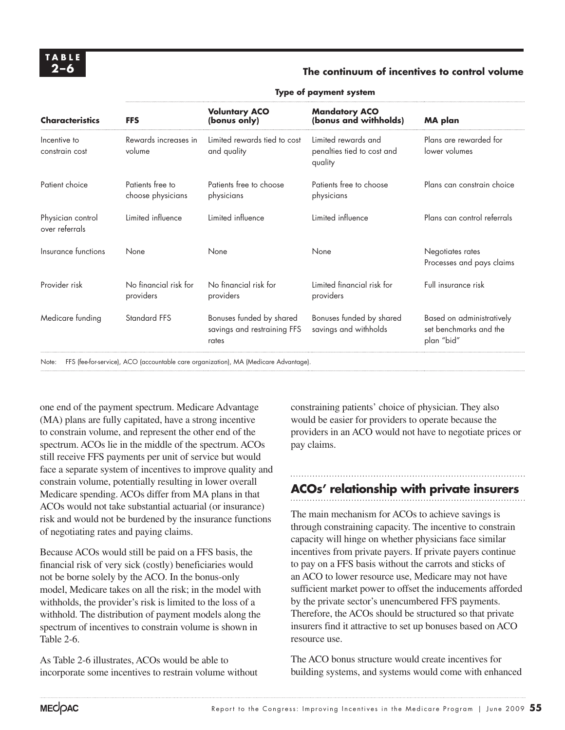**TABLE 2–6**

**The continuum of incentives to control volume**

| | Type of payment system | | | |
|---|---|---|---|---|
| **Characteristics** | **FFS** | **Voluntary ACO (bonus only)** | **Mandatory ACO (bonus and withholds)** | **MA plan** |
| Incentive to constrain cost | Rewards increases in volume | Limited rewards tied to cost and quality | Limited rewards and penalties tied to cost and quality | Plans are rewarded for lower volumes |
| Patient choice | Patients free to choose physicians | Patients free to choose physicians | Patients free to choose physicians | Plans can constrain choice |
| Physician control over referrals | Limited influence | Limited influence | Limited influence | Plans can control referrals |
| Insurance functions | None | None | None | Negotiates rates Processes and pays claims |
| Provider risk | No financial risk for providers | No financial risk for providers | Limited financial risk for providers | Full insurance risk |
| Medicare funding | Standard FFS | Bonuses funded by shared savings and restraining FFS rates | Bonuses funded by shared savings and withholds | Based on administratively set benchmarks and the plan "bid" |

Note: FFS (fee-for-service), ACO (accountable care organization), MA (Medicare Advantage).

one end of the payment spectrum. Medicare Advantage (MA) plans are fully capitated, have a strong incentive to constrain volume, and represent the other end of the spectrum. ACOs lie in the middle of the spectrum. ACOs still receive FFS payments per unit of service but would face a separate system of incentives to improve quality and constrain volume, potentially resulting in lower overall Medicare spending. ACOs differ from MA plans in that ACOs would not take substantial actuarial (or insurance) risk and would not be burdened by the insurance functions of negotiating rates and paying claims.

Because ACOs would still be paid on a FFS basis, the financial risk of very sick (costly) beneficiaries would not be borne solely by the ACO. In the bonus-only model, Medicare takes on all the risk; in the model with withholds, the provider's risk is limited to the loss of a withhold. The distribution of payment models along the spectrum of incentives to constrain volume is shown in Table 2-6.

As Table 2-6 illustrates, ACOs would be able to incorporate some incentives to restrain volume without constraining patients' choice of physician. They also would be easier for providers to operate because the providers in an ACO would not have to negotiate prices or pay claims.

## ACOs' relationship with private insurers

The main mechanism for ACOs to achieve savings is through constraining capacity. The incentive to constrain capacity will hinge on whether physicians face similar incentives from private payers. If private payers continue to pay on a FFS basis without the carrots and sticks of an ACO to lower resource use, Medicare may not have sufficient market power to offset the inducements afforded by the private sector's unencumbered FFS payments. Therefore, the ACOs should be structured so that private insurers find it attractive to set up bonuses based on ACO resource use.

The ACO bonus structure would create incentives for building systems, and systems would come with enhanced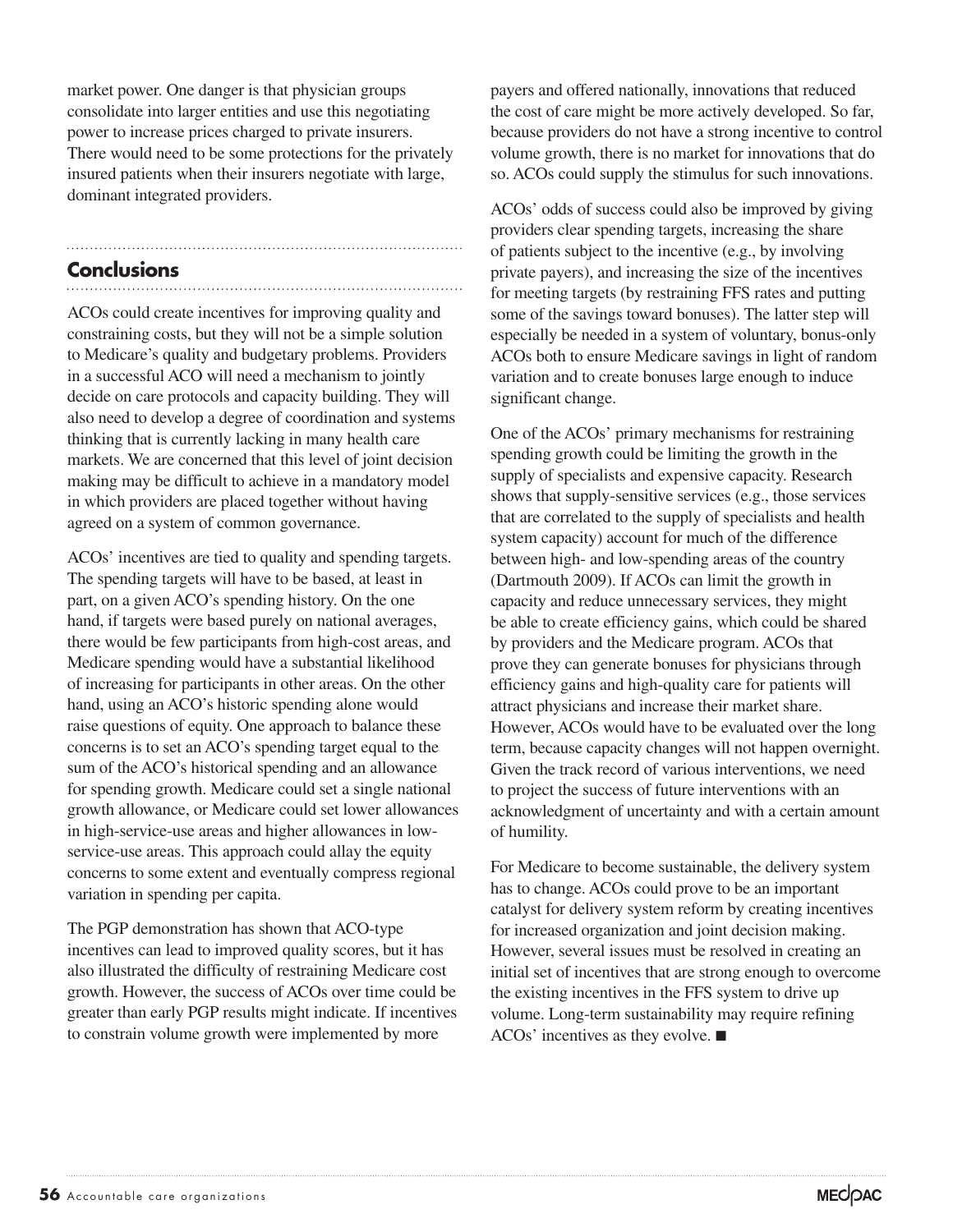market power. One danger is that physician groups consolidate into larger entities and use this negotiating power to increase prices charged to private insurers. There would need to be some protections for the privately insured patients when their insurers negotiate with large, dominant integrated providers.

## Conclusions

ACOs could create incentives for improving quality and constraining costs, but they will not be a simple solution to Medicare's quality and budgetary problems. Providers in a successful ACO will need a mechanism to jointly decide on care protocols and capacity building. They will also need to develop a degree of coordination and systems thinking that is currently lacking in many health care markets. We are concerned that this level of joint decision making may be difficult to achieve in a mandatory model in which providers are placed together without having agreed on a system of common governance.

ACOs' incentives are tied to quality and spending targets. The spending targets will have to be based, at least in part, on a given ACO's spending history. On the one hand, if targets were based purely on national averages, there would be few participants from high-cost areas, and Medicare spending would have a substantial likelihood of increasing for participants in other areas. On the other hand, using an ACO's historic spending alone would raise questions of equity. One approach to balance these concerns is to set an ACO's spending target equal to the sum of the ACO's historical spending and an allowance for spending growth. Medicare could set a single national growth allowance, or Medicare could set lower allowances in high-service-use areas and higher allowances in low-service-use areas. This approach could allay the equity concerns to some extent and eventually compress regional variation in spending per capita.

The PGP demonstration has shown that ACO-type incentives can lead to improved quality scores, but it has also illustrated the difficulty of restraining Medicare cost growth. However, the success of ACOs over time could be greater than early PGP results might indicate. If incentives to constrain volume growth were implemented by more payers and offered nationally, innovations that reduced the cost of care might be more actively developed. So far, because providers do not have a strong incentive to control volume growth, there is no market for innovations that do so. ACOs could supply the stimulus for such innovations.

ACOs' odds of success could also be improved by giving providers clear spending targets, increasing the share of patients subject to the incentive (e.g., by involving private payers), and increasing the size of the incentives for meeting targets (by restraining FFS rates and putting some of the savings toward bonuses). The latter step will especially be needed in a system of voluntary, bonus-only ACOs both to ensure Medicare savings in light of random variation and to create bonuses large enough to induce significant change.

One of the ACOs' primary mechanisms for restraining spending growth could be limiting the growth in the supply of specialists and expensive capacity. Research shows that supply-sensitive services (e.g., those services that are correlated to the supply of specialists and health system capacity) account for much of the difference between high- and low-spending areas of the country (Dartmouth 2009). If ACOs can limit the growth in capacity and reduce unnecessary services, they might be able to create efficiency gains, which could be shared by providers and the Medicare program. ACOs that prove they can generate bonuses for physicians through efficiency gains and high-quality care for patients will attract physicians and increase their market share. However, ACOs would have to be evaluated over the long term, because capacity changes will not happen overnight. Given the track record of various interventions, we need to project the success of future interventions with an acknowledgment of uncertainty and with a certain amount of humility.

For Medicare to become sustainable, the delivery system has to change. ACOs could prove to be an important catalyst for delivery system reform by creating incentives for increased organization and joint decision making. However, several issues must be resolved in creating an initial set of incentives that are strong enough to overcome the existing incentives in the FFS system to drive up volume. Long-term sustainability may require refining ACOs' incentives as they evolve. ■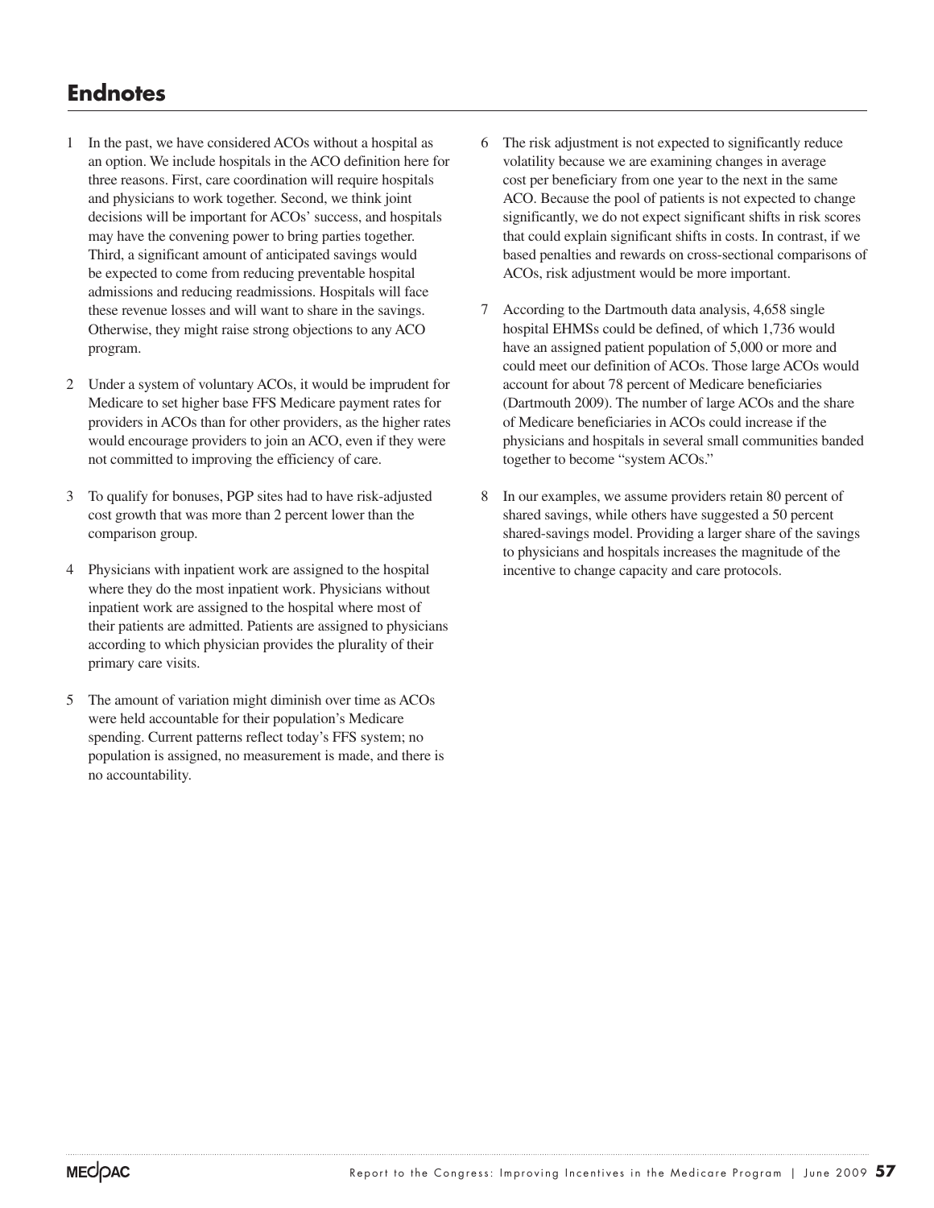## Endnotes

1. In the past, we have considered ACOs without a hospital as an option. We include hospitals in the ACO definition here for three reasons. First, care coordination will require hospitals and physicians to work together. Second, we think joint decisions will be important for ACOs' success, and hospitals may have the convening power to bring parties together. Third, a significant amount of anticipated savings would be expected to come from reducing preventable hospital admissions and reducing readmissions. Hospitals will face these revenue losses and will want to share in the savings. Otherwise, they might raise strong objections to any ACO program.

2. Under a system of voluntary ACOs, it would be imprudent for Medicare to set higher base FFS Medicare payment rates for providers in ACOs than for other providers, as the higher rates would encourage providers to join an ACO, even if they were not committed to improving the efficiency of care.

3. To qualify for bonuses, PGP sites had to have risk-adjusted cost growth that was more than 2 percent lower than the comparison group.

4. Physicians with inpatient work are assigned to the hospital where they do the most inpatient work. Physicians without inpatient work are assigned to the hospital where most of their patients are admitted. Patients are assigned to physicians according to which physician provides the plurality of their primary care visits.

5. The amount of variation might diminish over time as ACOs were held accountable for their population's Medicare spending. Current patterns reflect today's FFS system; no population is assigned, no measurement is made, and there is no accountability.

6. The risk adjustment is not expected to significantly reduce volatility because we are examining changes in average cost per beneficiary from one year to the next in the same ACO. Because the pool of patients is not expected to change significantly, we do not expect significant shifts in risk scores that could explain significant shifts in costs. In contrast, if we based penalties and rewards on cross-sectional comparisons of ACOs, risk adjustment would be more important.

7. According to the Dartmouth data analysis, 4,658 single hospital EHMSs could be defined, of which 1,736 would have an assigned patient population of 5,000 or more and could meet our definition of ACOs. Those large ACOs would account for about 78 percent of Medicare beneficiaries (Dartmouth 2009). The number of large ACOs and the share of Medicare beneficiaries in ACOs could increase if the physicians and hospitals in several small communities banded together to become "system ACOs."

8. In our examples, we assume providers retain 80 percent of shared savings, while others have suggested a 50 percent shared-savings model. Providing a larger share of the savings to physicians and hospitals increases the magnitude of the incentive to change capacity and care protocols.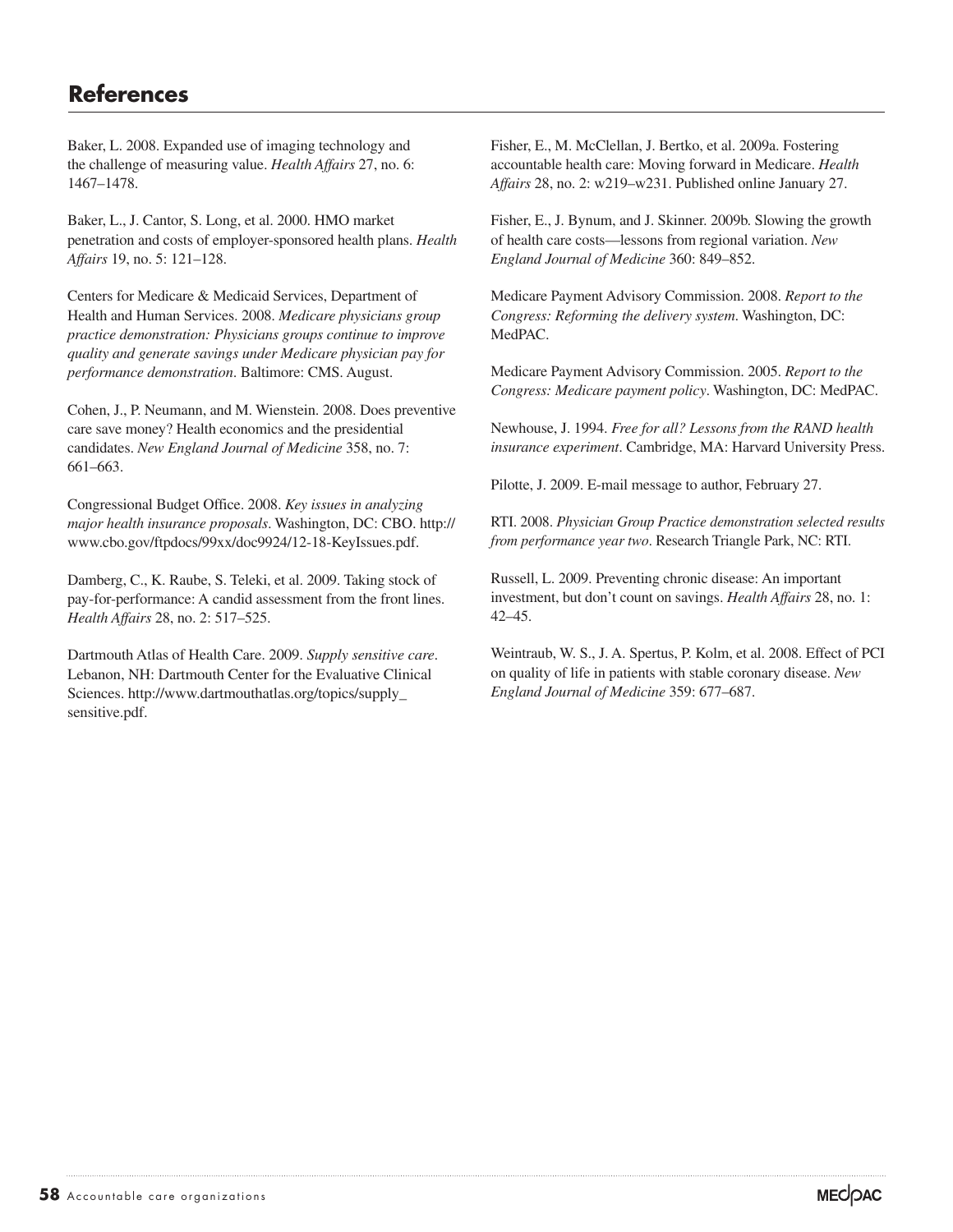# References

Baker, L. 2008. Expanded use of imaging technology and the challenge of measuring value. *Health Affairs* 27, no. 6: 1467–1478.

Baker, L., J. Cantor, S. Long, et al. 2000. HMO market penetration and costs of employer-sponsored health plans. *Health Affairs* 19, no. 5: 121–128.

Centers for Medicare & Medicaid Services, Department of Health and Human Services. 2008. *Medicare physicians group practice demonstration: Physicians groups continue to improve quality and generate savings under Medicare physician pay for performance demonstration*. Baltimore: CMS. August.

Cohen, J., P. Neumann, and M. Wienstein. 2008. Does preventive care save money? Health economics and the presidential candidates. *New England Journal of Medicine* 358, no. 7: 661–663.

Congressional Budget Office. 2008. *Key issues in analyzing major health insurance proposals*. Washington, DC: CBO. http://www.cbo.gov/ftpdocs/99xx/doc9924/12-18-KeyIssues.pdf.

Damberg, C., K. Raube, S. Teleki, et al. 2009. Taking stock of pay-for-performance: A candid assessment from the front lines. *Health Affairs* 28, no. 2: 517–525.

Dartmouth Atlas of Health Care. 2009. *Supply sensitive care*. Lebanon, NH: Dartmouth Center for the Evaluative Clinical Sciences. http://www.dartmouthatlas.org/topics/supply_sensitive.pdf.

Fisher, E., M. McClellan, J. Bertko, et al. 2009a. Fostering accountable health care: Moving forward in Medicare. *Health Affairs* 28, no. 2: w219–w231. Published online January 27.

Fisher, E., J. Bynum, and J. Skinner. 2009b. Slowing the growth of health care costs—lessons from regional variation. *New England Journal of Medicine* 360: 849–852.

Medicare Payment Advisory Commission. 2008. *Report to the Congress: Reforming the delivery system*. Washington, DC: MedPAC.

Medicare Payment Advisory Commission. 2005. *Report to the Congress: Medicare payment policy*. Washington, DC: MedPAC.

Newhouse, J. 1994. *Free for all? Lessons from the RAND health insurance experiment*. Cambridge, MA: Harvard University Press.

Pilotte, J. 2009. E-mail message to author, February 27.

RTI. 2008. *Physician Group Practice demonstration selected results from performance year two*. Research Triangle Park, NC: RTI.

Russell, L. 2009. Preventing chronic disease: An important investment, but don't count on savings. *Health Affairs* 28, no. 1: 42–45.

Weintraub, W. S., J. A. Spertus, P. Kolm, et al. 2008. Effect of PCI on quality of life in patients with stable coronary disease. *New England Journal of Medicine* 359: 677–687.